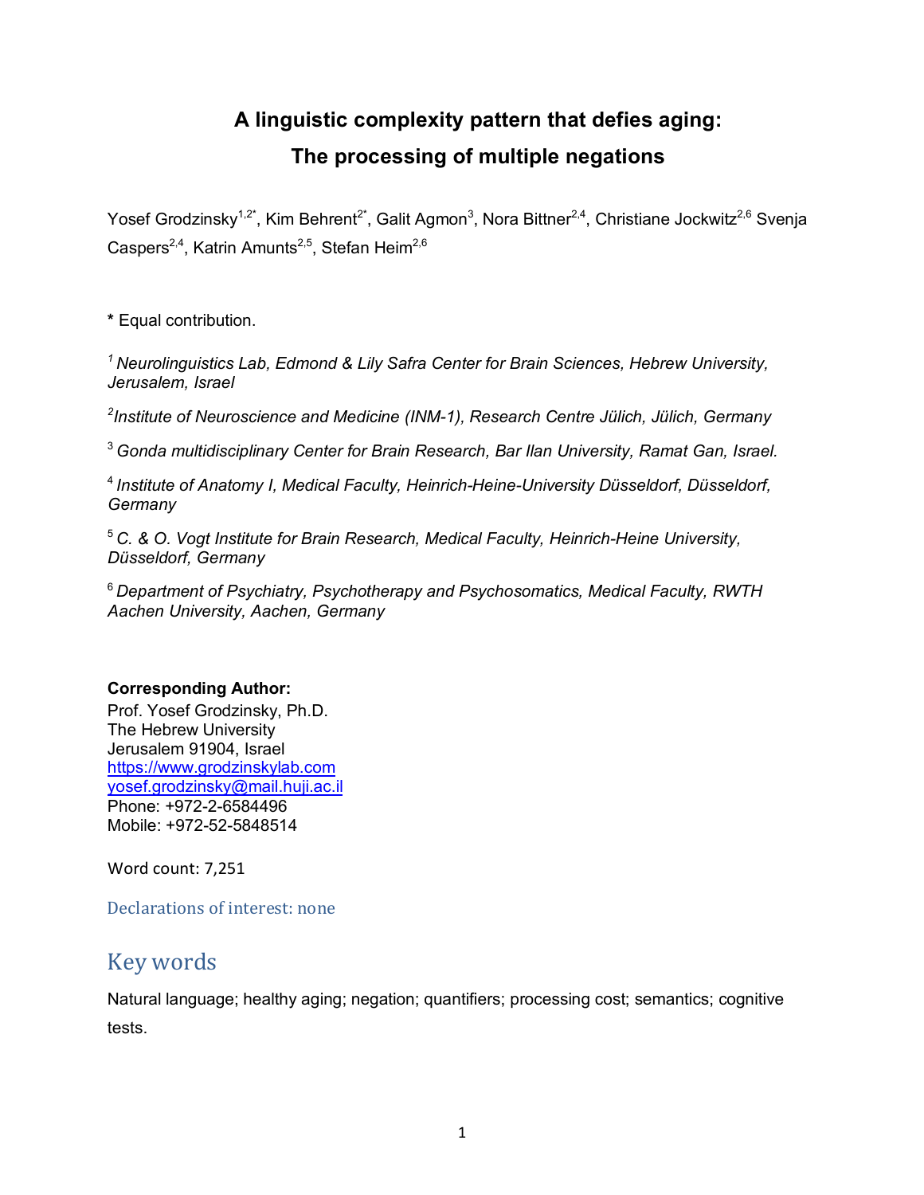# A linguistic complexity pattern that defies aging: The processing of multiple negations

Yosef Grodzinsky[1,2*], Kim Behrent[2*], Galit Agmon[3], Nora Bittner[2,4], Christiane Jockwitz[2,6] Svenja Caspers[2,4], Katrin Amunts[2,5], Stefan Heim[2,6]

**\*** Equal contribution.

[1] *Neurolinguistics Lab, Edmond & Lily Safra Center for Brain Sciences, Hebrew University, Jerusalem, Israel*

[2] *Institute of Neuroscience and Medicine (INM-1), Research Centre Jülich, Jülich, Germany*

[3] *Gonda multidisciplinary Center for Brain Research, Bar Ilan University, Ramat Gan, Israel.*

[4] *Institute of Anatomy I, Medical Faculty, Heinrich-Heine-University Düsseldorf, Düsseldorf, Germany*

[5] *C. & O. Vogt Institute for Brain Research, Medical Faculty, Heinrich-Heine University, Düsseldorf, Germany*

[6] *Department of Psychiatry, Psychotherapy and Psychosomatics, Medical Faculty, RWTH Aachen University, Aachen, Germany*

**Corresponding Author:**
Prof. Yosef Grodzinsky, Ph.D.
The Hebrew University
Jerusalem 91904, Israel
https://www.grodzinskylab.com
yosef.grodzinsky@mail.huji.ac.il
Phone: +972-2-6584496
Mobile: +972-52-5848514

Word count: 7,251

Declarations of interest: none

## Key words

Natural language; healthy aging; negation; quantifiers; processing cost; semantics; cognitive tests.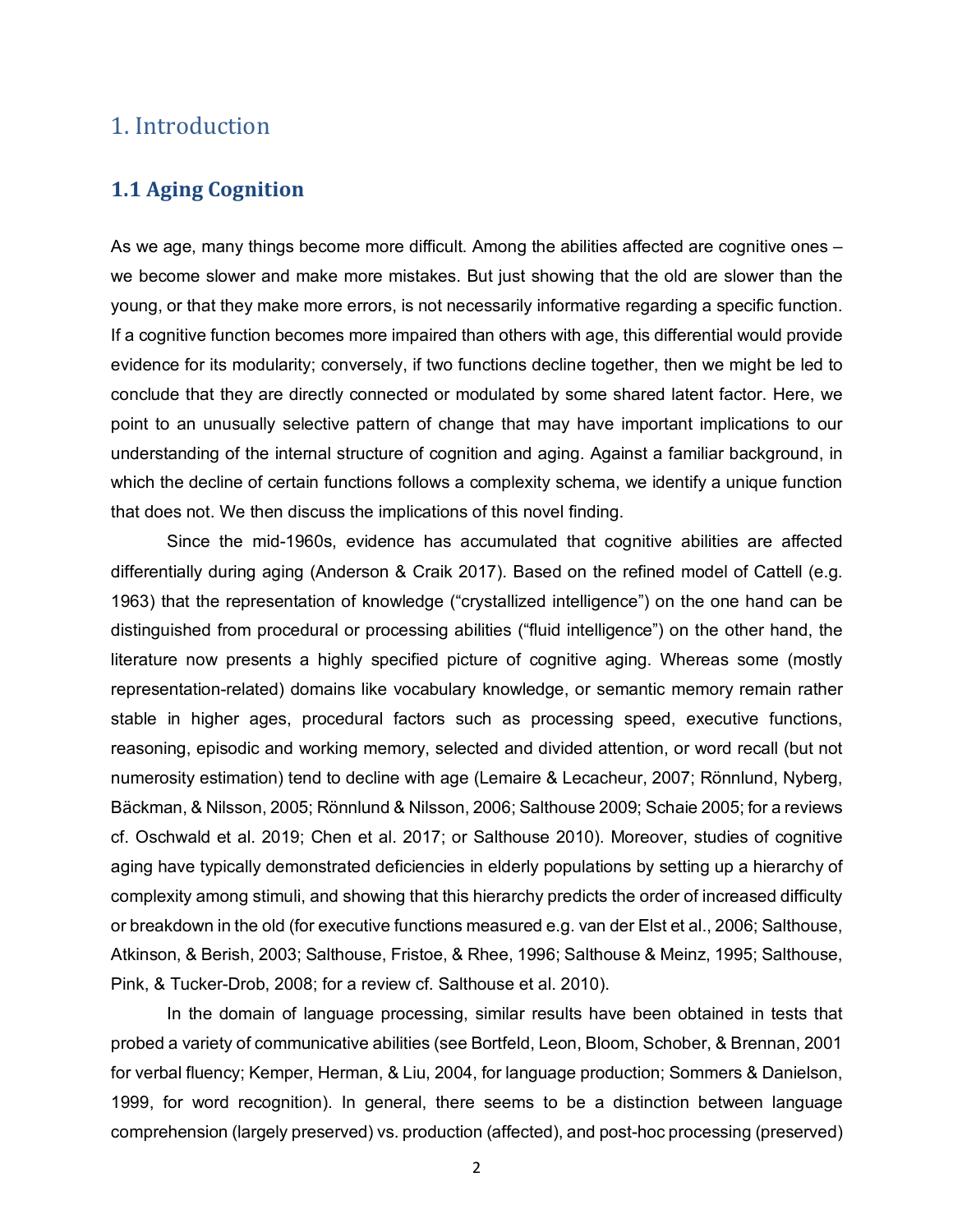# 1. Introduction

## 1.1 Aging Cognition

As we age, many things become more difficult. Among the abilities affected are cognitive ones – we become slower and make more mistakes. But just showing that the old are slower than the young, or that they make more errors, is not necessarily informative regarding a specific function. If a cognitive function becomes more impaired than others with age, this differential would provide evidence for its modularity; conversely, if two functions decline together, then we might be led to conclude that they are directly connected or modulated by some shared latent factor. Here, we point to an unusually selective pattern of change that may have important implications to our understanding of the internal structure of cognition and aging. Against a familiar background, in which the decline of certain functions follows a complexity schema, we identify a unique function that does not. We then discuss the implications of this novel finding.

Since the mid-1960s, evidence has accumulated that cognitive abilities are affected differentially during aging (Anderson & Craik 2017). Based on the refined model of Cattell (e.g. 1963) that the representation of knowledge ("crystallized intelligence") on the one hand can be distinguished from procedural or processing abilities ("fluid intelligence") on the other hand, the literature now presents a highly specified picture of cognitive aging. Whereas some (mostly representation-related) domains like vocabulary knowledge, or semantic memory remain rather stable in higher ages, procedural factors such as processing speed, executive functions, reasoning, episodic and working memory, selected and divided attention, or word recall (but not numerosity estimation) tend to decline with age (Lemaire & Lecacheur, 2007; Rönnlund, Nyberg, Bäckman, & Nilsson, 2005; Rönnlund & Nilsson, 2006; Salthouse 2009; Schaie 2005; for a reviews cf. Oschwald et al. 2019; Chen et al. 2017; or Salthouse 2010). Moreover, studies of cognitive aging have typically demonstrated deficiencies in elderly populations by setting up a hierarchy of complexity among stimuli, and showing that this hierarchy predicts the order of increased difficulty or breakdown in the old (for executive functions measured e.g. van der Elst et al., 2006; Salthouse, Atkinson, & Berish, 2003; Salthouse, Fristoe, & Rhee, 1996; Salthouse & Meinz, 1995; Salthouse, Pink, & Tucker-Drob, 2008; for a review cf. Salthouse et al. 2010).

In the domain of language processing, similar results have been obtained in tests that probed a variety of communicative abilities (see Bortfeld, Leon, Bloom, Schober, & Brennan, 2001 for verbal fluency; Kemper, Herman, & Liu, 2004, for language production; Sommers & Danielson, 1999, for word recognition). In general, there seems to be a distinction between language comprehension (largely preserved) vs. production (affected), and post-hoc processing (preserved)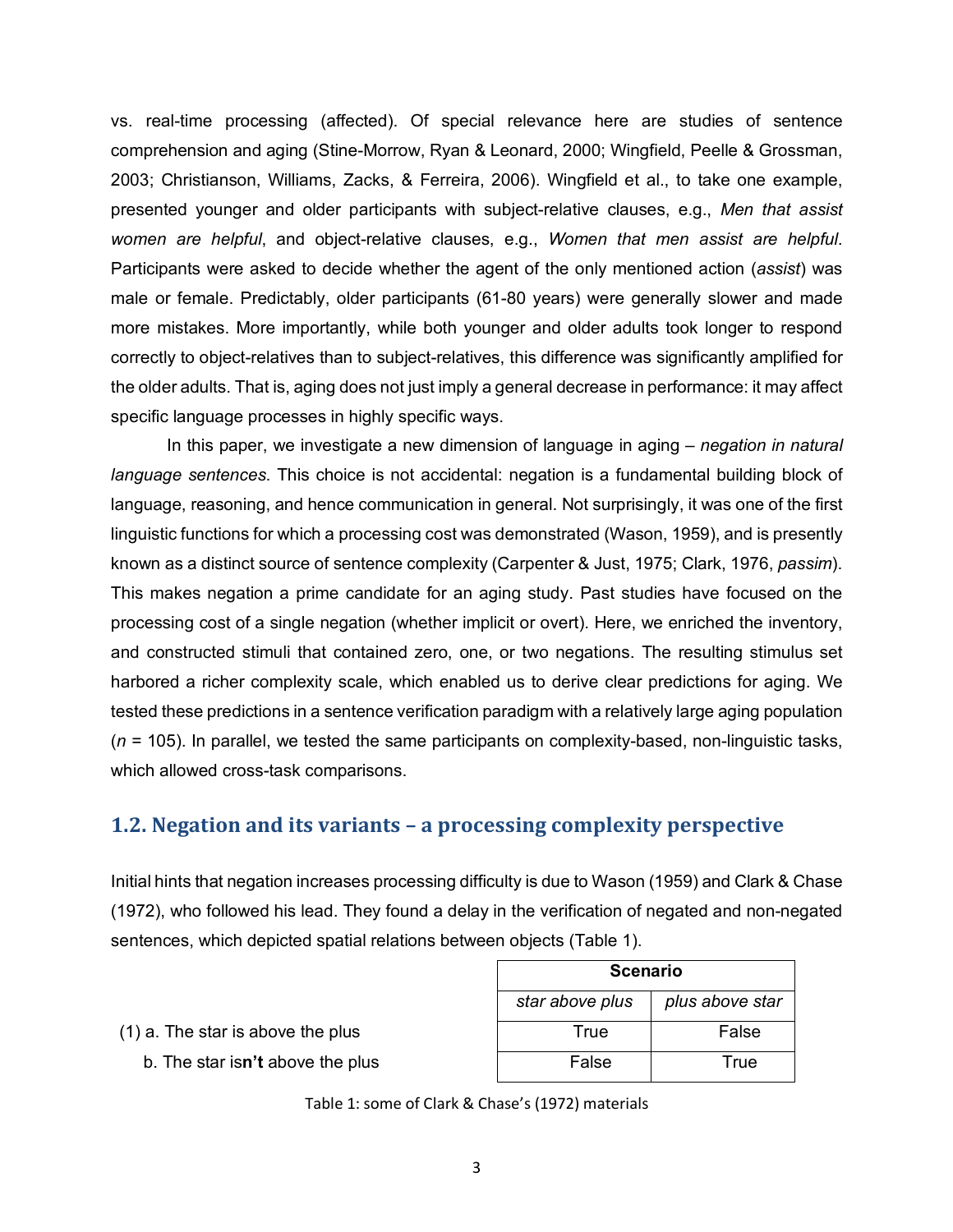vs. real-time processing (affected). Of special relevance here are studies of sentence comprehension and aging (Stine-Morrow, Ryan & Leonard, 2000; Wingfield, Peelle & Grossman, 2003; Christianson, Williams, Zacks, & Ferreira, 2006). Wingfield et al., to take one example, presented younger and older participants with subject-relative clauses, e.g., *Men that assist women are helpful*, and object-relative clauses, e.g., *Women that men assist are helpful*. Participants were asked to decide whether the agent of the only mentioned action (*assist*) was male or female. Predictably, older participants (61-80 years) were generally slower and made more mistakes. More importantly, while both younger and older adults took longer to respond correctly to object-relatives than to subject-relatives, this difference was significantly amplified for the older adults. That is, aging does not just imply a general decrease in performance: it may affect specific language processes in highly specific ways.

In this paper, we investigate a new dimension of language in aging – *negation in natural language sentences*. This choice is not accidental: negation is a fundamental building block of language, reasoning, and hence communication in general. Not surprisingly, it was one of the first linguistic functions for which a processing cost was demonstrated (Wason, 1959), and is presently known as a distinct source of sentence complexity (Carpenter & Just, 1975; Clark, 1976, *passim*). This makes negation a prime candidate for an aging study. Past studies have focused on the processing cost of a single negation (whether implicit or overt). Here, we enriched the inventory, and constructed stimuli that contained zero, one, or two negations. The resulting stimulus set harbored a richer complexity scale, which enabled us to derive clear predictions for aging. We tested these predictions in a sentence verification paradigm with a relatively large aging population (*n* = 105). In parallel, we tested the same participants on complexity-based, non-linguistic tasks, which allowed cross-task comparisons.

## 1.2. Negation and its variants – a processing complexity perspective

Initial hints that negation increases processing difficulty is due to Wason (1959) and Clark & Chase (1972), who followed his lead. They found a delay in the verification of negated and non-negated sentences, which depicted spatial relations between objects (Table 1).

| | Scenario | |
|---|---|---|
| | *star above plus* | *plus above star* |
| (1) a. The star is above the plus | True | False |
| b. The star is**n't** above the plus | False | True |

Table 1: some of Clark & Chase's (1972) materials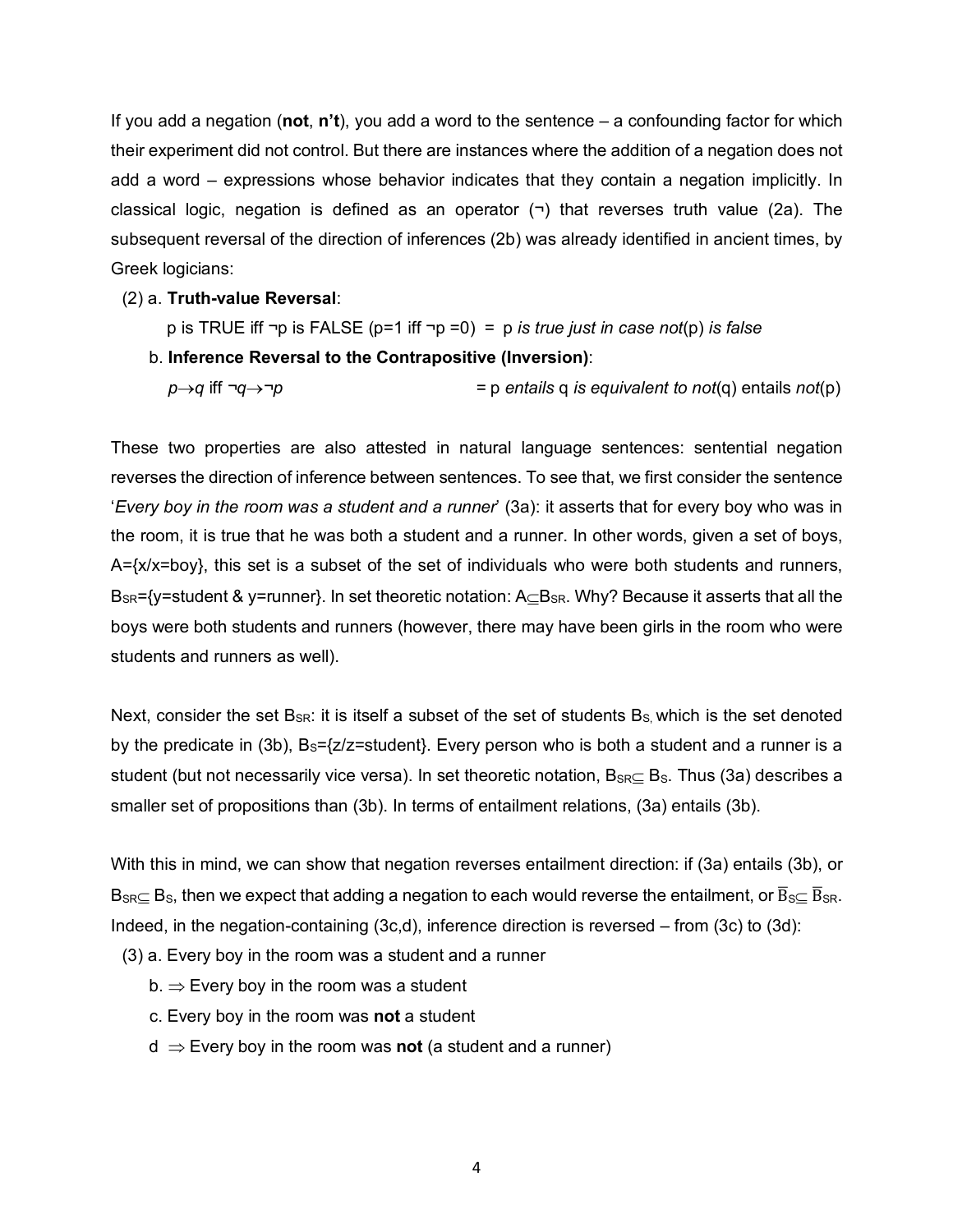If you add a negation (**not**, **n't**), you add a word to the sentence – a confounding factor for which their experiment did not control. But there are instances where the addition of a negation does not add a word – expressions whose behavior indicates that they contain a negation implicitly. In classical logic, negation is defined as an operator (¬) that reverses truth value (2a). The subsequent reversal of the direction of inferences (2b) was already identified in ancient times, by Greek logicians:

(2) a. **Truth-value Reversal**:

p is TRUE iff ¬p is FALSE ($p=1$ iff $\neg p=0$) = p *is true just in case not*(p) *is false*

b. **Inference Reversal to the Contrapositive (Inversion)**:

$p \rightarrow q$ iff $\neg q \rightarrow \neg p$ = p *entails* q *is equivalent to not*(q) entails *not*(p)

These two properties are also attested in natural language sentences: sentential negation reverses the direction of inference between sentences. To see that, we first consider the sentence '*Every boy in the room was a student and a runner*' (3a): it asserts that for every boy who was in the room, it is true that he was both a student and a runner. In other words, given a set of boys, A={x/x=boy}, this set is a subset of the set of individuals who were both students and runners, $B_{SR}$={y=student & y=runner}. In set theoretic notation: $A \subseteq B_{SR}$. Why? Because it asserts that all the boys were both students and runners (however, there may have been girls in the room who were students and runners as well).

Next, consider the set $B_{SR}$: it is itself a subset of the set of students $B_S$, which is the set denoted by the predicate in (3b), $B_S$={z/z=student}. Every person who is both a student and a runner is a student (but not necessarily vice versa). In set theoretic notation, $B_{SR} \subseteq B_S$. Thus (3a) describes a smaller set of propositions than (3b). In terms of entailment relations, (3a) entails (3b).

With this in mind, we can show that negation reverses entailment direction: if (3a) entails (3b), or $B_{SR} \subseteq B_S$, then we expect that adding a negation to each would reverse the entailment, or $\overline{B}_S \subseteq \overline{B}_{SR}$. Indeed, in the negation-containing (3c,d), inference direction is reversed – from (3c) to (3d):

(3) a. Every boy in the room was a student and a runner

b. ⇒ Every boy in the room was a student

c. Every boy in the room was **not** a student

d ⇒ Every boy in the room was **not** (a student and a runner)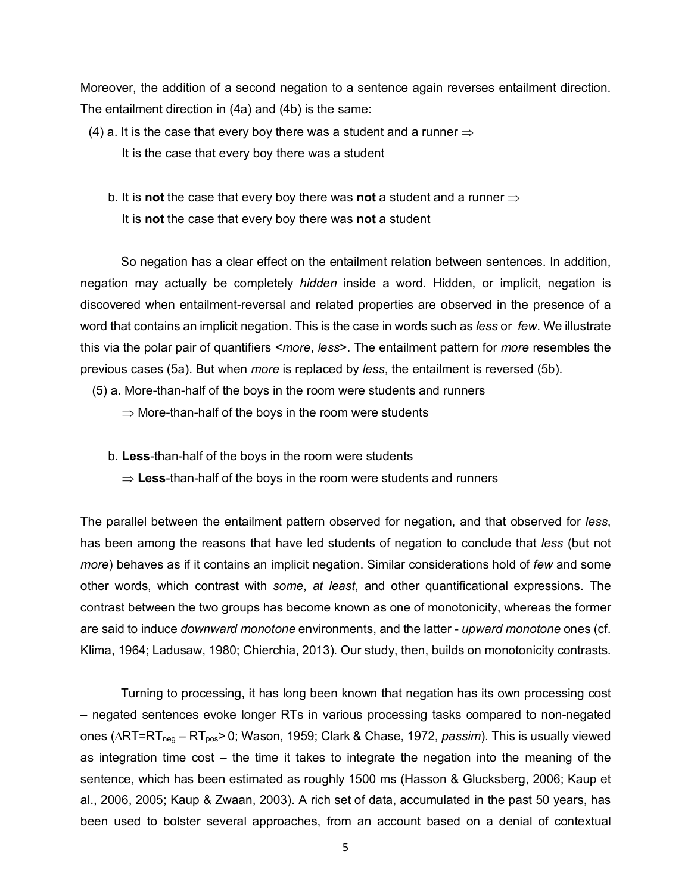Moreover, the addition of a second negation to a sentence again reverses entailment direction. The entailment direction in (4a) and (4b) is the same:

(4) a. It is the case that every boy there was a student and a runner $\Rightarrow$
It is the case that every boy there was a student

b. It is **not** the case that every boy there was **not** a student and a runner $\Rightarrow$
It is **not** the case that every boy there was **not** a student

So negation has a clear effect on the entailment relation between sentences. In addition, negation may actually be completely *hidden* inside a word. Hidden, or implicit, negation is discovered when entailment-reversal and related properties are observed in the presence of a word that contains an implicit negation. This is the case in words such as *less* or *few*. We illustrate this via the polar pair of quantifiers <*more*, *less*>. The entailment pattern for *more* resembles the previous cases (5a). But when *more* is replaced by *less*, the entailment is reversed (5b).

(5) a. More-than-half of the boys in the room were students and runners
$\Rightarrow$ More-than-half of the boys in the room were students

b. **Less**-than-half of the boys in the room were students
$\Rightarrow$ **Less**-than-half of the boys in the room were students and runners

The parallel between the entailment pattern observed for negation, and that observed for *less*, has been among the reasons that have led students of negation to conclude that *less* (but not *more*) behaves as if it contains an implicit negation. Similar considerations hold of *few* and some other words, which contrast with *some*, *at least*, and other quantificational expressions. The contrast between the two groups has become known as one of monotonicity, whereas the former are said to induce *downward monotone* environments, and the latter - *upward monotone* ones (cf. Klima, 1964; Ladusaw, 1980; Chierchia, 2013). Our study, then, builds on monotonicity contrasts.

Turning to processing, it has long been known that negation has its own processing cost – negated sentences evoke longer RTs in various processing tasks compared to non-negated ones ($\Delta RT = RT_{neg} - RT_{pos} > 0$; Wason, 1959; Clark & Chase, 1972, *passim*). This is usually viewed as integration time cost – the time it takes to integrate the negation into the meaning of the sentence, which has been estimated as roughly 1500 ms (Hasson & Glucksberg, 2006; Kaup et al., 2006, 2005; Kaup & Zwaan, 2003). A rich set of data, accumulated in the past 50 years, has been used to bolster several approaches, from an account based on a denial of contextual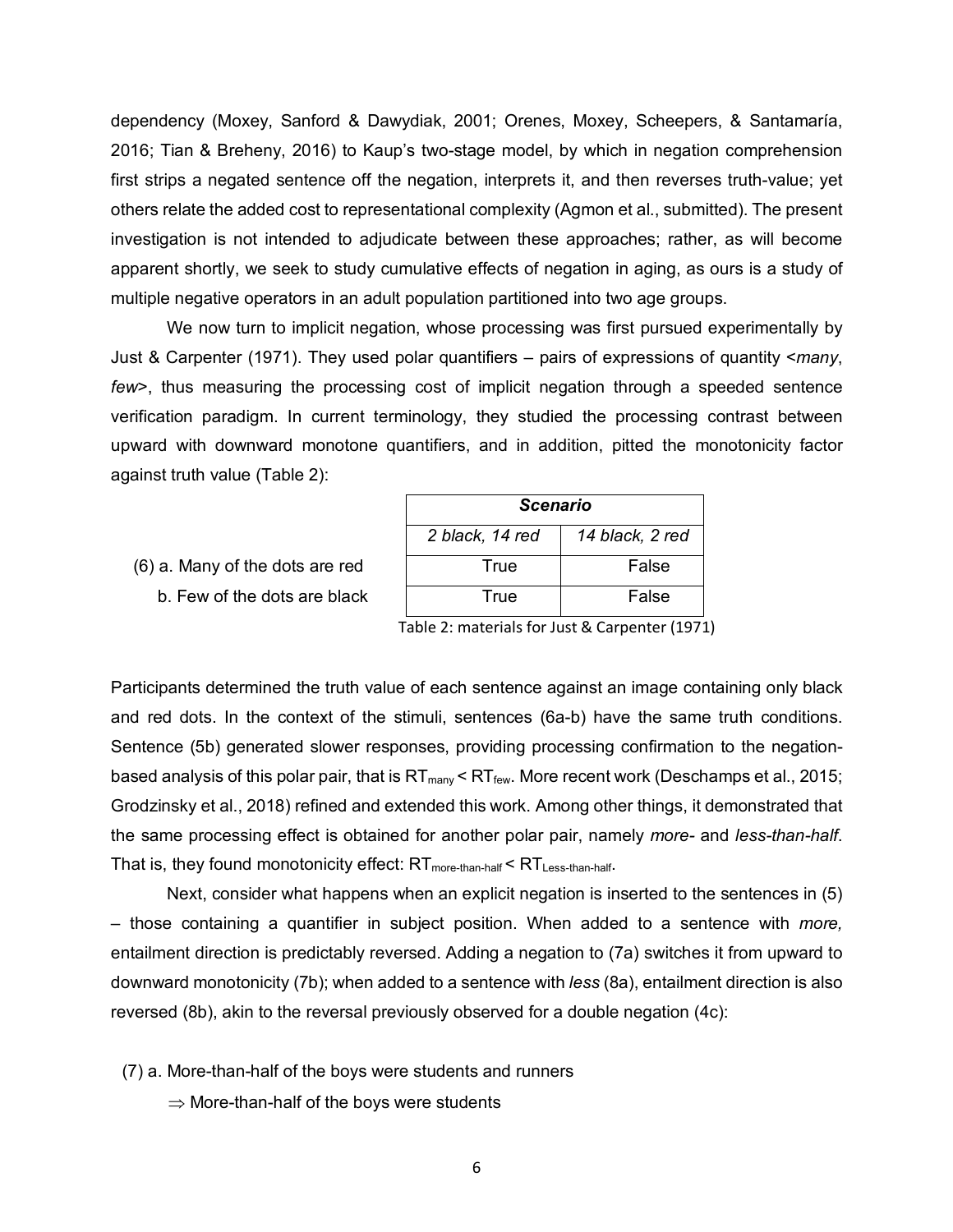dependency (Moxey, Sanford & Dawydiak, 2001; Orenes, Moxey, Scheepers, & Santamaría, 2016; Tian & Breheny, 2016) to Kaup's two-stage model, by which in negation comprehension first strips a negated sentence off the negation, interprets it, and then reverses truth-value; yet others relate the added cost to representational complexity (Agmon et al., submitted). The present investigation is not intended to adjudicate between these approaches; rather, as will become apparent shortly, we seek to study cumulative effects of negation in aging, as ours is a study of multiple negative operators in an adult population partitioned into two age groups.

We now turn to implicit negation, whose processing was first pursued experimentally by Just & Carpenter (1971). They used polar quantifiers – pairs of expressions of quantity <*many*, *few*>, thus measuring the processing cost of implicit negation through a speeded sentence verification paradigm. In current terminology, they studied the processing contrast between upward with downward monotone quantifiers, and in addition, pitted the monotonicity factor against truth value (Table 2):

| | *Scenario* | |
|---|---|---|
| | *2 black, 14 red* | *14 black, 2 red* |
| (6) a. Many of the dots are red | True | False |
| b. Few of the dots are black | True | False |

Table 2: materials for Just & Carpenter (1971)

Participants determined the truth value of each sentence against an image containing only black and red dots. In the context of the stimuli, sentences (6a-b) have the same truth conditions. Sentence (5b) generated slower responses, providing processing confirmation to the negation-based analysis of this polar pair, that is $RT_{many} < RT_{few}$. More recent work (Deschamps et al., 2015; Grodzinsky et al., 2018) refined and extended this work. Among other things, it demonstrated that the same processing effect is obtained for another polar pair, namely *more-* and *less-than-half*. That is, they found monotonicity effect: $RT_{more\text{-}than\text{-}half} < RT_{Less\text{-}than\text{-}half}$.

Next, consider what happens when an explicit negation is inserted to the sentences in (5) – those containing a quantifier in subject position. When added to a sentence with *more,* entailment direction is predictably reversed. Adding a negation to (7a) switches it from upward to downward monotonicity (7b); when added to a sentence with *less* (8a), entailment direction is also reversed (8b), akin to the reversal previously observed for a double negation (4c):

(7) a. More-than-half of the boys were students and runners

$\Rightarrow$ More-than-half of the boys were students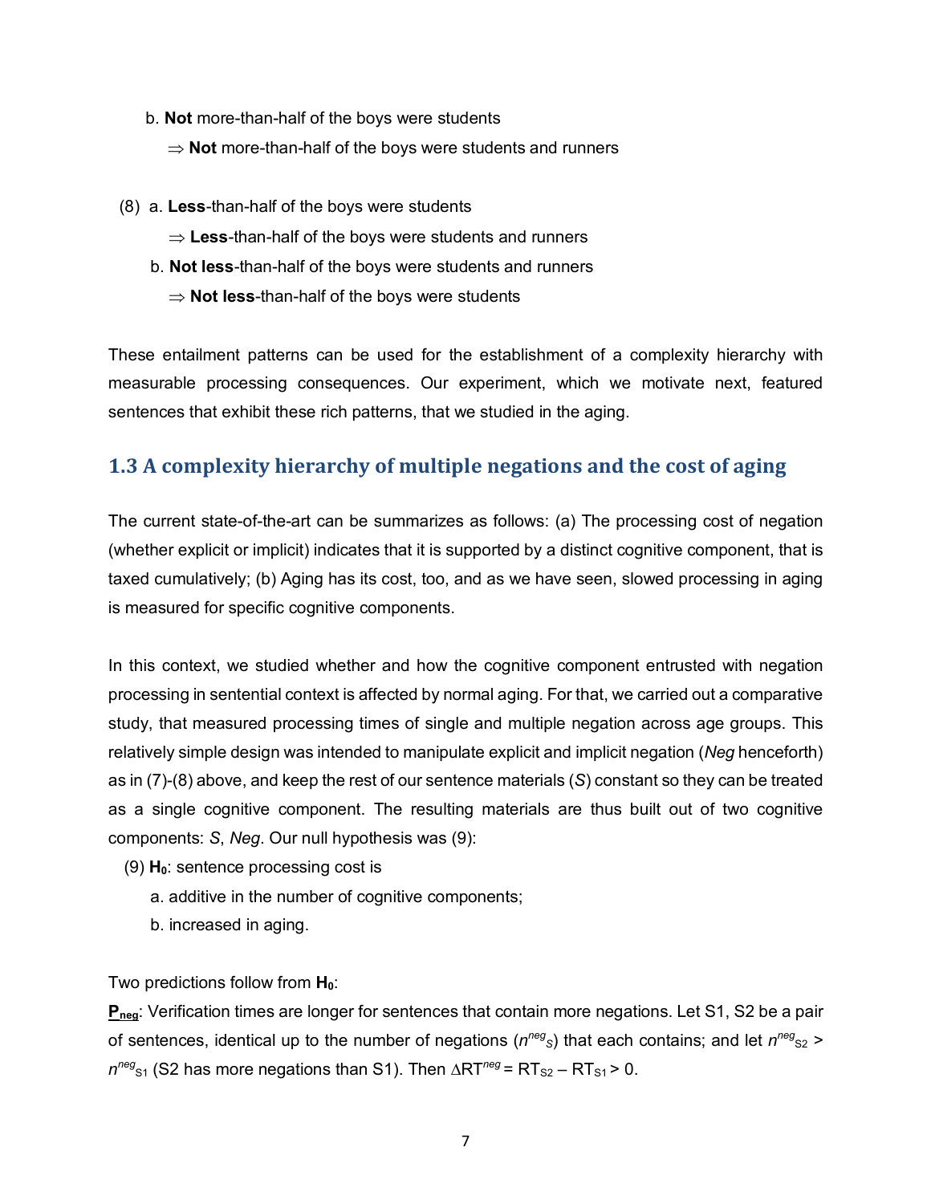b. **Not** more-than-half of the boys were students

   ⇒ **Not** more-than-half of the boys were students and runners

(8) a. **Less**-than-half of the boys were students

   ⇒ **Less**-than-half of the boys were students and runners

b. **Not less**-than-half of the boys were students and runners

   ⇒ **Not less**-than-half of the boys were students

These entailment patterns can be used for the establishment of a complexity hierarchy with measurable processing consequences. Our experiment, which we motivate next, featured sentences that exhibit these rich patterns, that we studied in the aging.

## 1.3 A complexity hierarchy of multiple negations and the cost of aging

The current state-of-the-art can be summarizes as follows: (a) The processing cost of negation (whether explicit or implicit) indicates that it is supported by a distinct cognitive component, that is taxed cumulatively; (b) Aging has its cost, too, and as we have seen, slowed processing in aging is measured for specific cognitive components.

In this context, we studied whether and how the cognitive component entrusted with negation processing in sentential context is affected by normal aging. For that, we carried out a comparative study, that measured processing times of single and multiple negation across age groups. This relatively simple design was intended to manipulate explicit and implicit negation (*Neg* henceforth) as in (7)-(8) above, and keep the rest of our sentence materials (*S*) constant so they can be treated as a single cognitive component. The resulting materials are thus built out of two cognitive components: *S*, *Neg*. Our null hypothesis was (9):

(9) **$H_0$**: sentence processing cost is

a. additive in the number of cognitive components;

b. increased in aging.

Two predictions follow from **$H_0$**:

**<u>$P_{neg}$</u>**: Verification times are longer for sentences that contain more negations. Let S1, S2 be a pair of sentences, identical up to the number of negations ($n^{neg}{}_{S}$) that each contains; and let $n^{neg}{}_{S2} > n^{neg}{}_{S1}$ (S2 has more negations than S1). Then $\Delta RT^{neg} = RT_{S2} - RT_{S1} > 0$.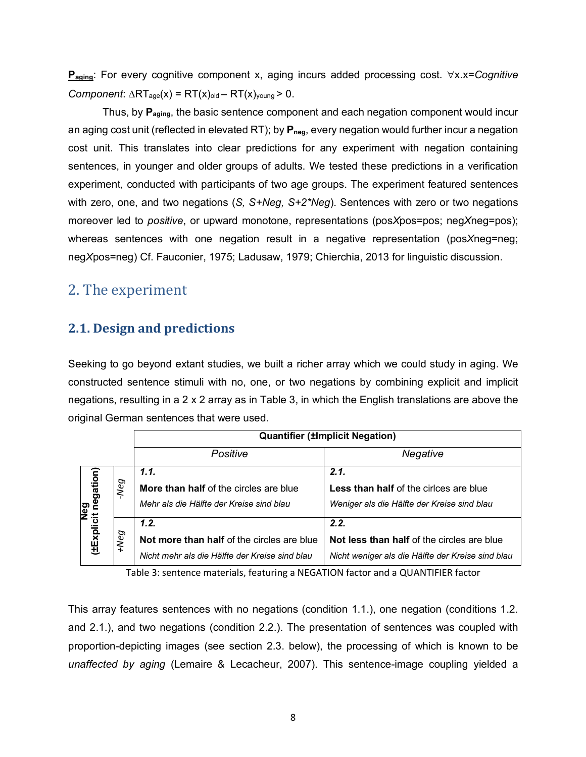**$P_{aging}$**: For every cognitive component x, aging incurs added processing cost. $\forall x.x=$*Cognitive Component*: $\Delta RT_{age}(x) = RT(x)_{old} - RT(x)_{young} > 0$.

Thus, by **$P_{aging}$**, the basic sentence component and each negation component would incur an aging cost unit (reflected in elevated RT); by **$P_{neg}$**, every negation would further incur a negation cost unit. This translates into clear predictions for any experiment with negation containing sentences, in younger and older groups of adults. We tested these predictions in a verification experiment, conducted with participants of two age groups. The experiment featured sentences with zero, one, and two negations (*S, S+Neg, S+2\*Neg*). Sentences with zero or two negations moreover led to *positive*, or upward monotone, representations (pos*X*pos=pos; neg*X*neg=pos); whereas sentences with one negation result in a negative representation (pos*X*neg=neg; neg*X*pos=neg) Cf. Fauconier, 1975; Ladusaw, 1979; Chierchia, 2013 for linguistic discussion.

## 2. The experiment

### 2.1. Design and predictions

Seeking to go beyond extant studies, we built a richer array which we could study in aging. We constructed sentence stimuli with no, one, or two negations by combining explicit and implicit negations, resulting in a 2 x 2 array as in Table 3, in which the English translations are above the original German sentences that were used.

| Neg (±Explicit negation) | | Quantifier (±Implicit Negation): *Positive* | Quantifier (±Implicit Negation): *Negative* |
|---|---|---|---|
| | *-Neg* | ***1.1.*** **More than half** of the circles are blue *Mehr als die Hälfte der Kreise sind blau* | ***2.1.*** **Less than half** of the cirlces are blue *Weniger als die Hälfte der Kreise sind blau* |
| | *+Neg* | ***1.2.*** **Not more than half** of the circles are blue *Nicht mehr als die Hälfte der Kreise sind blau* | ***2.2.*** **Not less than half** of the circles are blue *Nicht weniger als die Hälfte der Kreise sind blau* |

Table 3: sentence materials, featuring a NEGATION factor and a QUANTIFIER factor

This array features sentences with no negations (condition 1.1.), one negation (conditions 1.2. and 2.1.), and two negations (condition 2.2.). The presentation of sentences was coupled with proportion-depicting images (see section 2.3. below), the processing of which is known to be *unaffected by aging* (Lemaire & Lecacheur, 2007). This sentence-image coupling yielded a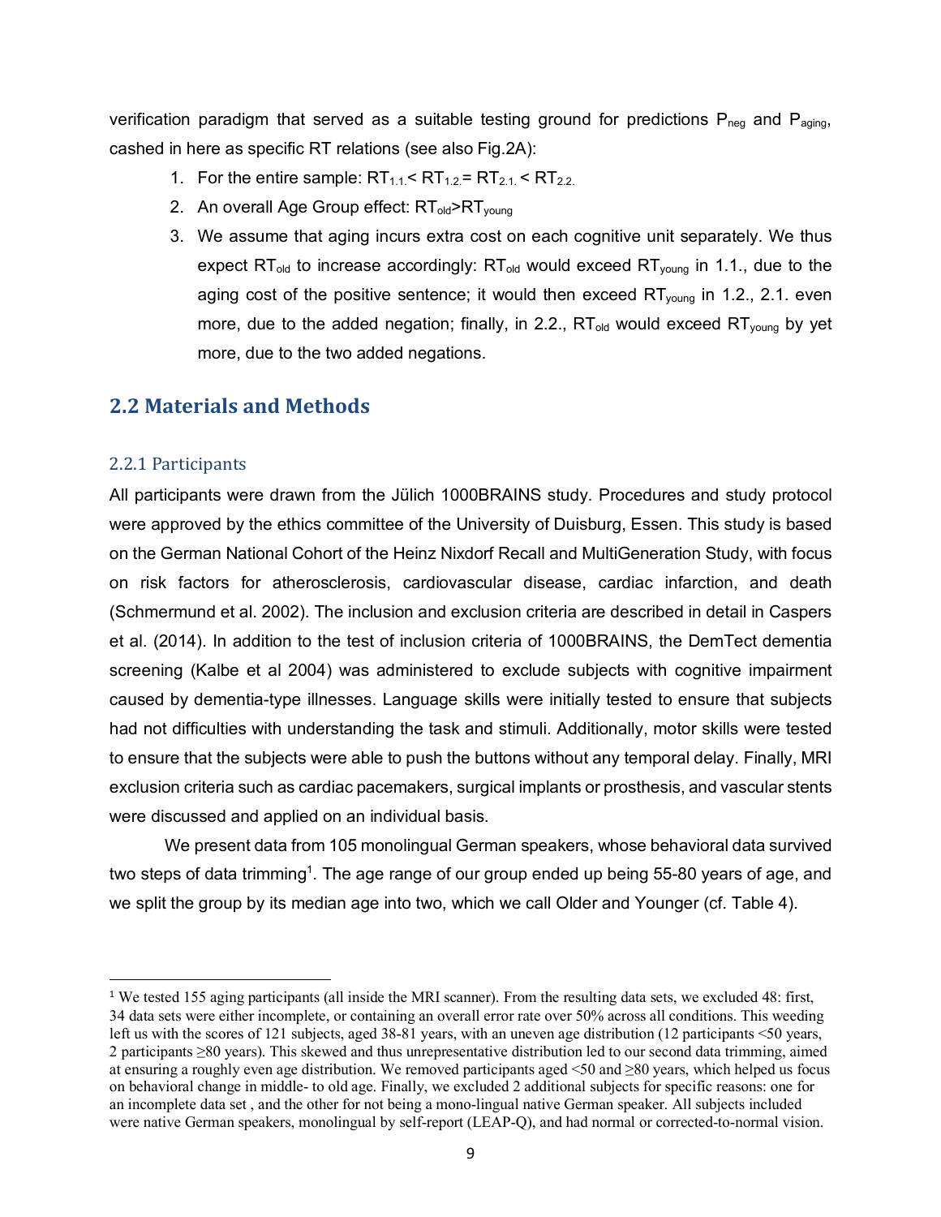verification paradigm that served as a suitable testing ground for predictions $P_{neg}$ and $P_{aging}$, cashed in here as specific RT relations (see also Fig.2A):

1. For the entire sample: $RT_{1.1.} < RT_{1.2.} = RT_{2.1.} < RT_{2.2.}$
2. An overall Age Group effect: $RT_{old} > RT_{young}$
3. We assume that aging incurs extra cost on each cognitive unit separately. We thus expect $RT_{old}$ to increase accordingly: $RT_{old}$ would exceed $RT_{young}$ in 1.1., due to the aging cost of the positive sentence; it would then exceed $RT_{young}$ in 1.2., 2.1. even more, due to the added negation; finally, in 2.2., $RT_{old}$ would exceed $RT_{young}$ by yet more, due to the two added negations.

## 2.2 Materials and Methods

### 2.2.1 Participants

All participants were drawn from the Jülich 1000BRAINS study. Procedures and study protocol were approved by the ethics committee of the University of Duisburg, Essen. This study is based on the German National Cohort of the Heinz Nixdorf Recall and MultiGeneration Study, with focus on risk factors for atherosclerosis, cardiovascular disease, cardiac infarction, and death (Schmermund et al. 2002). The inclusion and exclusion criteria are described in detail in Caspers et al. (2014). In addition to the test of inclusion criteria of 1000BRAINS, the DemTect dementia screening (Kalbe et al 2004) was administered to exclude subjects with cognitive impairment caused by dementia-type illnesses. Language skills were initially tested to ensure that subjects had not difficulties with understanding the task and stimuli. Additionally, motor skills were tested to ensure that the subjects were able to push the buttons without any temporal delay. Finally, MRI exclusion criteria such as cardiac pacemakers, surgical implants or prosthesis, and vascular stents were discussed and applied on an individual basis.

We present data from 105 monolingual German speakers, whose behavioral data survived two steps of data trimming[1]. The age range of our group ended up being 55-80 years of age, and we split the group by its median age into two, which we call Older and Younger (cf. Table 4).

[1] We tested 155 aging participants (all inside the MRI scanner). From the resulting data sets, we excluded 48: first, 34 data sets were either incomplete, or containing an overall error rate over 50% across all conditions. This weeding left us with the scores of 121 subjects, aged 38-81 years, with an uneven age distribution (12 participants <50 years, 2 participants ≥80 years). This skewed and thus unrepresentative distribution led to our second data trimming, aimed at ensuring a roughly even age distribution. We removed participants aged <50 and ≥80 years, which helped us focus on behavioral change in middle- to old age. Finally, we excluded 2 additional subjects for specific reasons: one for an incomplete data set , and the other for not being a mono-lingual native German speaker. All subjects included were native German speakers, monolingual by self-report (LEAP-Q), and had normal or corrected-to-normal vision.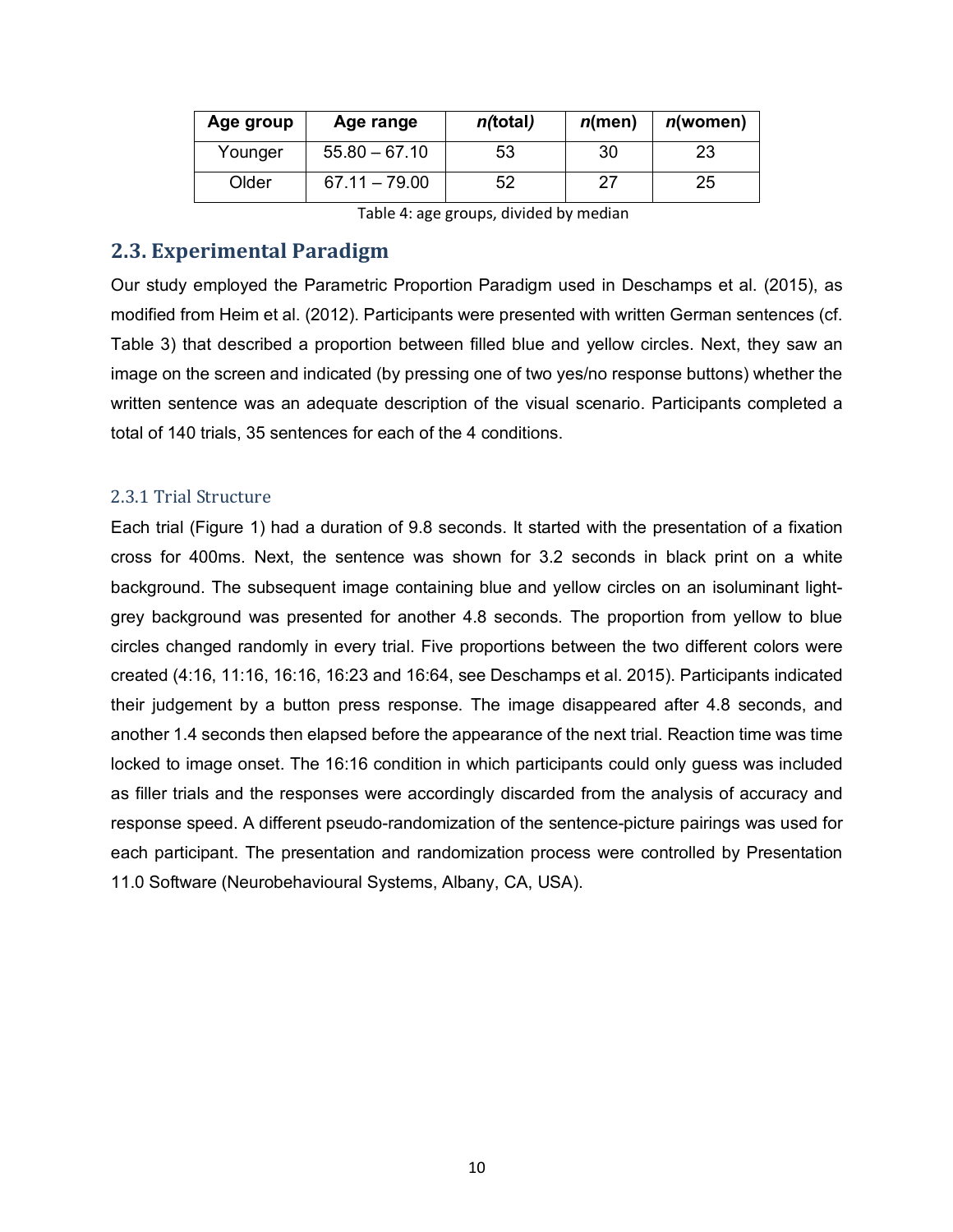| Age group | Age range | *n(total)* | *n*(men) | *n*(women) |
|---|---|---|---|---|
| Younger | 55.80 – 67.10 | 53 | 30 | 23 |
| Older | 67.11 – 79.00 | 52 | 27 | 25 |

Table 4: age groups, divided by median

## 2.3. Experimental Paradigm

Our study employed the Parametric Proportion Paradigm used in Deschamps et al. (2015), as modified from Heim et al. (2012). Participants were presented with written German sentences (cf. Table 3) that described a proportion between filled blue and yellow circles. Next, they saw an image on the screen and indicated (by pressing one of two yes/no response buttons) whether the written sentence was an adequate description of the visual scenario. Participants completed a total of 140 trials, 35 sentences for each of the 4 conditions.

### 2.3.1 Trial Structure

Each trial (Figure 1) had a duration of 9.8 seconds. It started with the presentation of a fixation cross for 400ms. Next, the sentence was shown for 3.2 seconds in black print on a white background. The subsequent image containing blue and yellow circles on an isoluminant light-grey background was presented for another 4.8 seconds. The proportion from yellow to blue circles changed randomly in every trial. Five proportions between the two different colors were created (4:16, 11:16, 16:16, 16:23 and 16:64, see Deschamps et al. 2015). Participants indicated their judgement by a button press response. The image disappeared after 4.8 seconds, and another 1.4 seconds then elapsed before the appearance of the next trial. Reaction time was time locked to image onset. The 16:16 condition in which participants could only guess was included as filler trials and the responses were accordingly discarded from the analysis of accuracy and response speed. A different pseudo-randomization of the sentence-picture pairings was used for each participant. The presentation and randomization process were controlled by Presentation 11.0 Software (Neurobehavioural Systems, Albany, CA, USA).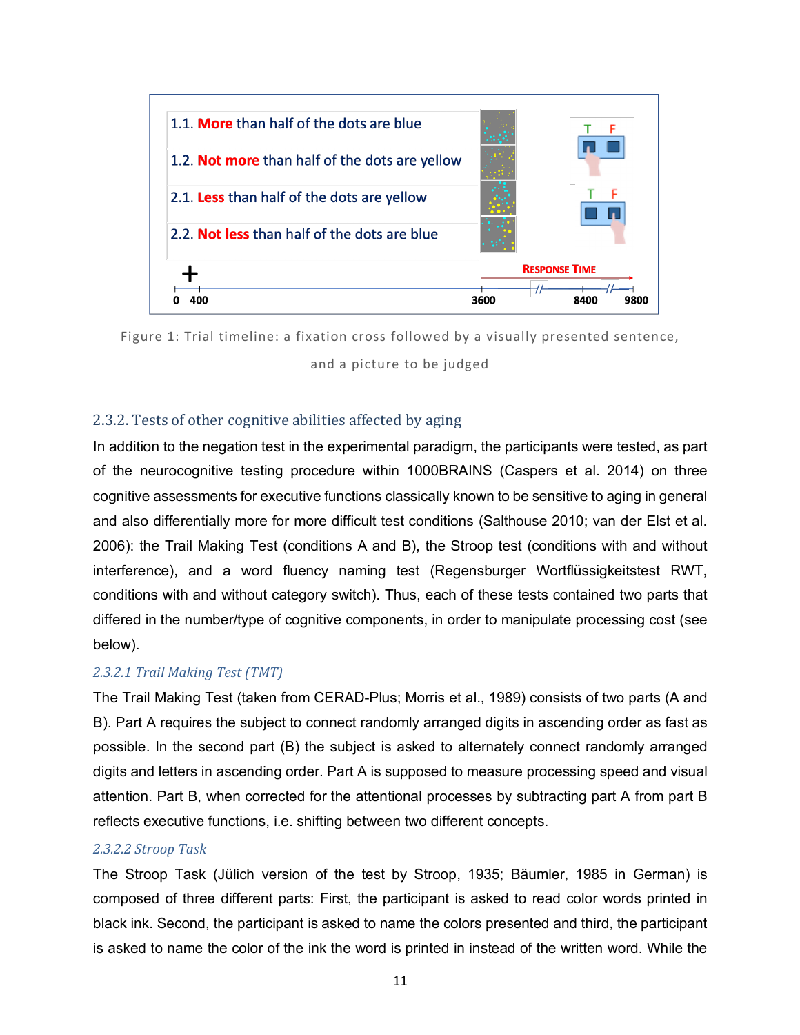1.1. **More** than half of the dots are blue

1.2. **Not more** than half of the dots are yellow

2.1. **Less** than half of the dots are yellow

2.2. **Not less** than half of the dots are blue

Figure 1: Trial timeline: a fixation cross followed by a visually presented sentence, and a picture to be judged

### 2.3.2. Tests of other cognitive abilities affected by aging

In addition to the negation test in the experimental paradigm, the participants were tested, as part of the neurocognitive testing procedure within 1000BRAINS (Caspers et al. 2014) on three cognitive assessments for executive functions classically known to be sensitive to aging in general and also differentially more for more difficult test conditions (Salthouse 2010; van der Elst et al. 2006): the Trail Making Test (conditions A and B), the Stroop test (conditions with and without interference), and a word fluency naming test (Regensburger Wortflüssigkeitstest RWT, conditions with and without category switch). Thus, each of these tests contained two parts that differed in the number/type of cognitive components, in order to manipulate processing cost (see below).

#### *2.3.2.1 Trail Making Test (TMT)*

The Trail Making Test (taken from CERAD-Plus; Morris et al., 1989) consists of two parts (A and B). Part A requires the subject to connect randomly arranged digits in ascending order as fast as possible. In the second part (B) the subject is asked to alternately connect randomly arranged digits and letters in ascending order. Part A is supposed to measure processing speed and visual attention. Part B, when corrected for the attentional processes by subtracting part A from part B reflects executive functions, i.e. shifting between two different concepts.

#### *2.3.2.2 Stroop Task*

The Stroop Task (Jülich version of the test by Stroop, 1935; Bäumler, 1985 in German) is composed of three different parts: First, the participant is asked to read color words printed in black ink. Second, the participant is asked to name the colors presented and third, the participant is asked to name the color of the ink the word is printed in instead of the written word. While the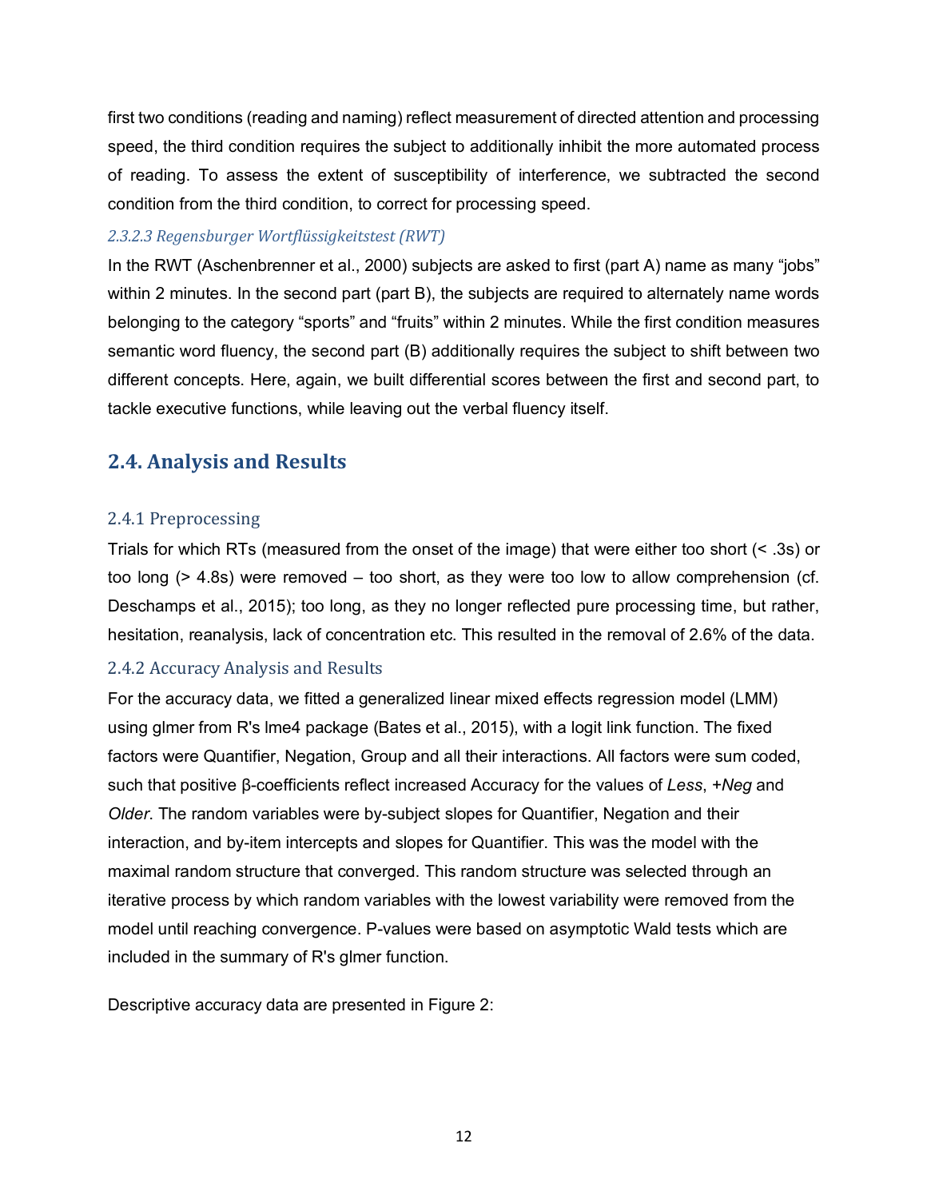first two conditions (reading and naming) reflect measurement of directed attention and processing speed, the third condition requires the subject to additionally inhibit the more automated process of reading. To assess the extent of susceptibility of interference, we subtracted the second condition from the third condition, to correct for processing speed.

#### *2.3.2.3 Regensburger Wortflüssigkeitstest (RWT)*

In the RWT (Aschenbrenner et al., 2000) subjects are asked to first (part A) name as many "jobs" within 2 minutes. In the second part (part B), the subjects are required to alternately name words belonging to the category "sports" and "fruits" within 2 minutes. While the first condition measures semantic word fluency, the second part (B) additionally requires the subject to shift between two different concepts. Here, again, we built differential scores between the first and second part, to tackle executive functions, while leaving out the verbal fluency itself.

## 2.4. Analysis and Results

### 2.4.1 Preprocessing

Trials for which RTs (measured from the onset of the image) that were either too short (< .3s) or too long (> 4.8s) were removed – too short, as they were too low to allow comprehension (cf. Deschamps et al., 2015); too long, as they no longer reflected pure processing time, but rather, hesitation, reanalysis, lack of concentration etc. This resulted in the removal of 2.6% of the data.

### 2.4.2 Accuracy Analysis and Results

For the accuracy data, we fitted a generalized linear mixed effects regression model (LMM) using glmer from R's lme4 package (Bates et al., 2015), with a logit link function. The fixed factors were Quantifier, Negation, Group and all their interactions. All factors were sum coded, such that positive β-coefficients reflect increased Accuracy for the values of *Less*, *+Neg* and *Older*. The random variables were by-subject slopes for Quantifier, Negation and their interaction, and by-item intercepts and slopes for Quantifier. This was the model with the maximal random structure that converged. This random structure was selected through an iterative process by which random variables with the lowest variability were removed from the model until reaching convergence. P-values were based on asymptotic Wald tests which are included in the summary of R's glmer function.

Descriptive accuracy data are presented in Figure 2: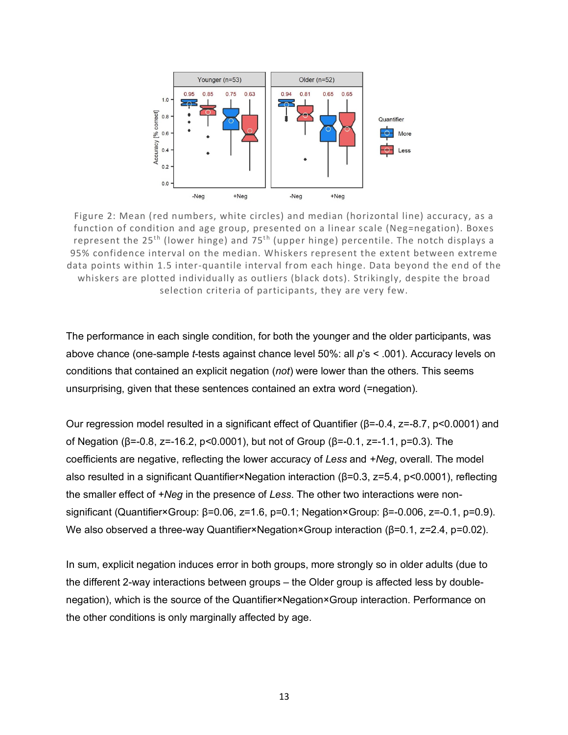Figure 2: Mean (red numbers, white circles) and median (horizontal line) accuracy, as a function of condition and age group, presented on a linear scale (Neg=negation). Boxes represent the 25th (lower hinge) and 75th (upper hinge) percentile. The notch displays a 95% confidence interval on the median. Whiskers represent the extent between extreme data points within 1.5 inter-quantile interval from each hinge. Data beyond the end of the whiskers are plotted individually as outliers (black dots). Strikingly, despite the broad selection criteria of participants, they are very few.

The performance in each single condition, for both the younger and the older participants, was above chance (one-sample *t*-tests against chance level 50%: all *p*'s < .001). Accuracy levels on conditions that contained an explicit negation (*not*) were lower than the others. This seems unsurprising, given that these sentences contained an extra word (=negation).

Our regression model resulted in a significant effect of Quantifier (β=-0.4, z=-8.7, p<0.0001) and of Negation (β=-0.8, z=-16.2, p<0.0001), but not of Group (β=-0.1, z=-1.1, p=0.3). The coefficients are negative, reflecting the lower accuracy of *Less* and *+Neg*, overall. The model also resulted in a significant Quantifier×Negation interaction (β=0.3, z=5.4, p<0.0001), reflecting the smaller effect of *+Neg* in the presence of *Less*. The other two interactions were non-significant (Quantifier×Group: β=0.06, z=1.6, p=0.1; Negation×Group: β=-0.006, z=-0.1, p=0.9). We also observed a three-way Quantifier×Negation×Group interaction (β=0.1, z=2.4, p=0.02).

In sum, explicit negation induces error in both groups, more strongly so in older adults (due to the different 2-way interactions between groups – the Older group is affected less by double-negation), which is the source of the Quantifier×Negation×Group interaction. Performance on the other conditions is only marginally affected by age.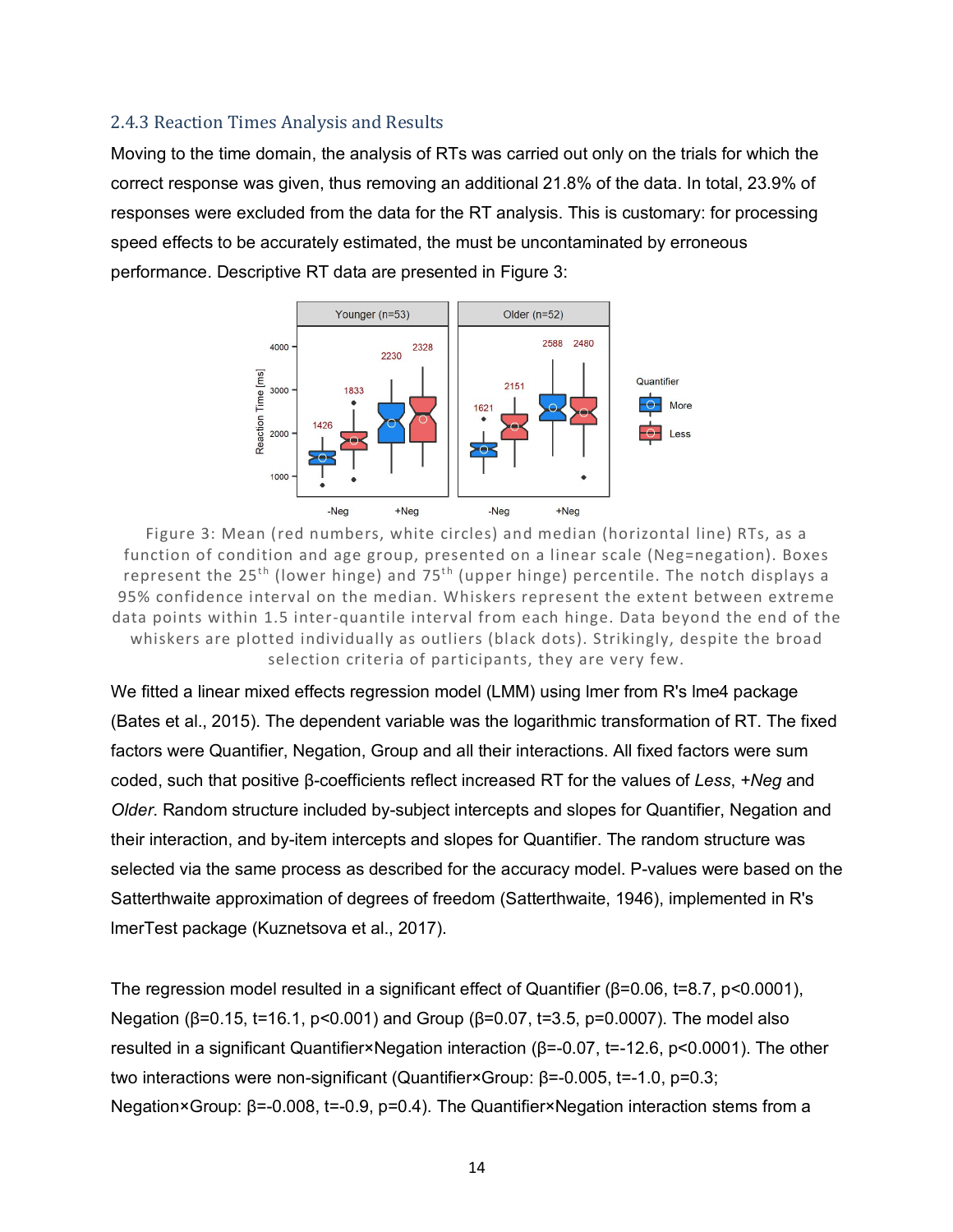### 2.4.3 Reaction Times Analysis and Results

Moving to the time domain, the analysis of RTs was carried out only on the trials for which the correct response was given, thus removing an additional 21.8% of the data. In total, 23.9% of responses were excluded from the data for the RT analysis. This is customary: for processing speed effects to be accurately estimated, the must be uncontaminated by erroneous performance. Descriptive RT data are presented in Figure 3:

Figure 3: Mean (red numbers, white circles) and median (horizontal line) RTs, as a function of condition and age group, presented on a linear scale (Neg=negation). Boxes represent the 25th (lower hinge) and 75th (upper hinge) percentile. The notch displays a 95% confidence interval on the median. Whiskers represent the extent between extreme data points within 1.5 inter-quantile interval from each hinge. Data beyond the end of the whiskers are plotted individually as outliers (black dots). Strikingly, despite the broad selection criteria of participants, they are very few.

We fitted a linear mixed effects regression model (LMM) using lmer from R's lme4 package (Bates et al., 2015). The dependent variable was the logarithmic transformation of RT. The fixed factors were Quantifier, Negation, Group and all their interactions. All fixed factors were sum coded, such that positive β-coefficients reflect increased RT for the values of *Less*, *+Neg* and *Older*. Random structure included by-subject intercepts and slopes for Quantifier, Negation and their interaction, and by-item intercepts and slopes for Quantifier. The random structure was selected via the same process as described for the accuracy model. P-values were based on the Satterthwaite approximation of degrees of freedom (Satterthwaite, 1946), implemented in R's lmerTest package (Kuznetsova et al., 2017).

The regression model resulted in a significant effect of Quantifier ($\beta=0.06$, $t=8.7$, $p<0.0001$), Negation ($\beta=0.15$, $t=16.1$, $p<0.001$) and Group ($\beta=0.07$, $t=3.5$, $p=0.0007$). The model also resulted in a significant Quantifier×Negation interaction ($\beta=-0.07$, $t=-12.6$, $p<0.0001$). The other two interactions were non-significant (Quantifier×Group: $\beta=-0.005$, $t=-1.0$, $p=0.3$; Negation×Group: $\beta=-0.008$, $t=-0.9$, $p=0.4$). The Quantifier×Negation interaction stems from a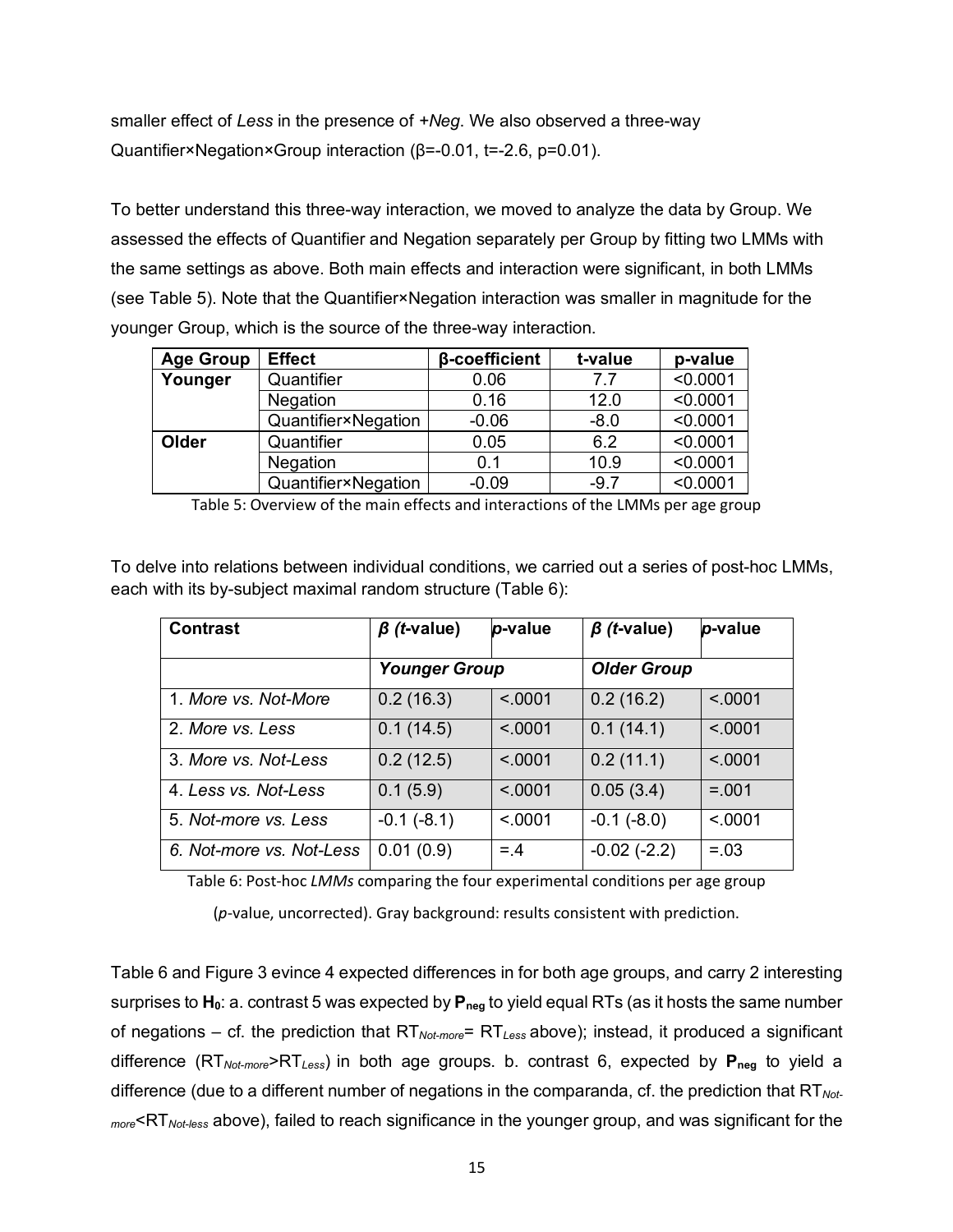smaller effect of *Less* in the presence of *+Neg*. We also observed a three-way Quantifier×Negation×Group interaction (β=-0.01, t=-2.6, p=0.01).

To better understand this three-way interaction, we moved to analyze the data by Group. We assessed the effects of Quantifier and Negation separately per Group by fitting two LMMs with the same settings as above. Both main effects and interaction were significant, in both LMMs (see Table 5). Note that the Quantifier×Negation interaction was smaller in magnitude for the younger Group, which is the source of the three-way interaction.

| Age Group | Effect | β-coefficient | t-value | p-value |
|---|---|---|---|---|
| **Younger** | Quantifier | 0.06 | 7.7 | <0.0001 |
| | Negation | 0.16 | 12.0 | <0.0001 |
| | Quantifier×Negation | -0.06 | -8.0 | <0.0001 |
| **Older** | Quantifier | 0.05 | 6.2 | <0.0001 |
| | Negation | 0.1 | 10.9 | <0.0001 |
| | Quantifier×Negation | -0.09 | -9.7 | <0.0001 |

Table 5: Overview of the main effects and interactions of the LMMs per age group

To delve into relations between individual conditions, we carried out a series of post-hoc LMMs, each with its by-subject maximal random structure (Table 6):

| Contrast | *β (t*-value) | *p*-value | *β (t*-value) | *p*-value |
|---|---|---|---|---|
| | ***Younger Group*** | | ***Older Group*** | |
| 1. *More* vs. *Not-More* | 0.2 (16.3) | <.0001 | 0.2 (16.2) | <.0001 |
| 2. *More* vs. *Less* | 0.1 (14.5) | <.0001 | 0.1 (14.1) | <.0001 |
| 3. *More* vs. *Not-Less* | 0.2 (12.5) | <.0001 | 0.2 (11.1) | <.0001 |
| 4. *Less* vs. *Not-Less* | 0.1 (5.9) | <.0001 | 0.05 (3.4) | =.001 |
| 5. *Not-more* vs. *Less* | -0.1 (-8.1) | <.0001 | -0.1 (-8.0) | <.0001 |
| *6. Not-more vs. Not-Less* | 0.01 (0.9) | =.4 | -0.02 (-2.2) | =.03 |

Table 6: Post-hoc *LMMs* comparing the four experimental conditions per age group (*p*-value, uncorrected). Gray background: results consistent with prediction.

Table 6 and Figure 3 evince 4 expected differences in for both age groups, and carry 2 interesting surprises to $\mathbf{H_0}$: a. contrast 5 was expected by $\mathbf{P_{neg}}$ to yield equal RTs (as it hosts the same number of negations – cf. the prediction that $RT_{Not\text{-}more}= RT_{Less}$ above); instead, it produced a significant difference ($RT_{Not\text{-}more}>RT_{Less}$) in both age groups. b. contrast 6, expected by $\mathbf{P_{neg}}$ to yield a difference (due to a different number of negations in the comparanda, cf. the prediction that $RT_{Not\text{-}more}<RT_{Not\text{-}less}$ above), failed to reach significance in the younger group, and was significant for the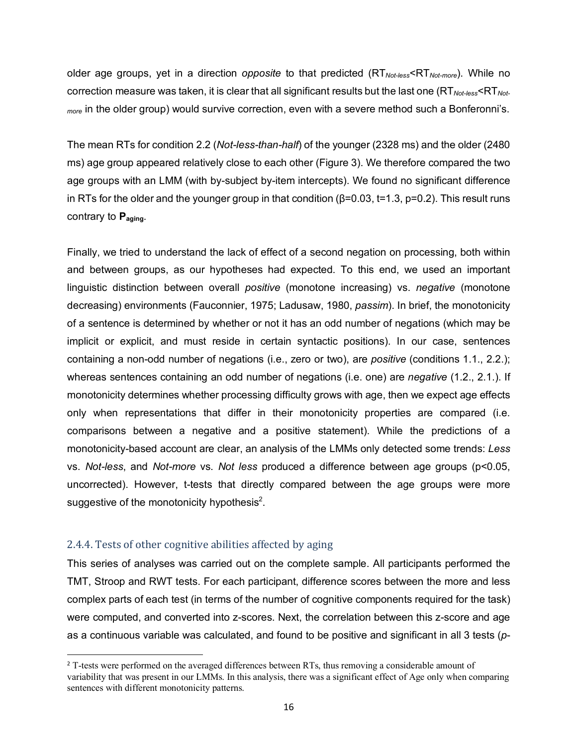older age groups, yet in a direction *opposite* to that predicted ($RT_{Not\text{-}less}$<$RT_{Not\text{-}more}$). While no correction measure was taken, it is clear that all significant results but the last one ($RT_{Not\text{-}less}$<$RT_{Not\text{-}more}$ in the older group) would survive correction, even with a severe method such a Bonferonni's.

The mean RTs for condition 2.2 (*Not-less-than-half*) of the younger (2328 ms) and the older (2480 ms) age group appeared relatively close to each other (Figure 3). We therefore compared the two age groups with an LMM (with by-subject by-item intercepts). We found no significant difference in RTs for the older and the younger group in that condition (β=0.03, t=1.3, p=0.2). This result runs contrary to $\mathbf{P_{aging}}$.

Finally, we tried to understand the lack of effect of a second negation on processing, both within and between groups, as our hypotheses had expected. To this end, we used an important linguistic distinction between overall *positive* (monotone increasing) vs. *negative* (monotone decreasing) environments (Fauconnier, 1975; Ladusaw, 1980, *passim*). In brief, the monotonicity of a sentence is determined by whether or not it has an odd number of negations (which may be implicit or explicit, and must reside in certain syntactic positions). In our case, sentences containing a non-odd number of negations (i.e., zero or two), are *positive* (conditions 1.1., 2.2.); whereas sentences containing an odd number of negations (i.e. one) are *negative* (1.2., 2.1.). If monotonicity determines whether processing difficulty grows with age, then we expect age effects only when representations that differ in their monotonicity properties are compared (i.e. comparisons between a negative and a positive statement). While the predictions of a monotonicity-based account are clear, an analysis of the LMMs only detected some trends: *Less* vs. *Not-less*, and *Not-more* vs. *Not less* produced a difference between age groups (p<0.05, uncorrected). However, t-tests that directly compared between the age groups were more suggestive of the monotonicity hypothesis[2].

### 2.4.4. Tests of other cognitive abilities affected by aging

This series of analyses was carried out on the complete sample. All participants performed the TMT, Stroop and RWT tests. For each participant, difference scores between the more and less complex parts of each test (in terms of the number of cognitive components required for the task) were computed, and converted into z-scores. Next, the correlation between this z-score and age as a continuous variable was calculated, and found to be positive and significant in all 3 tests (*p*-

[2] T-tests were performed on the averaged differences between RTs, thus removing a considerable amount of variability that was present in our LMMs. In this analysis, there was a significant effect of Age only when comparing sentences with different monotonicity patterns.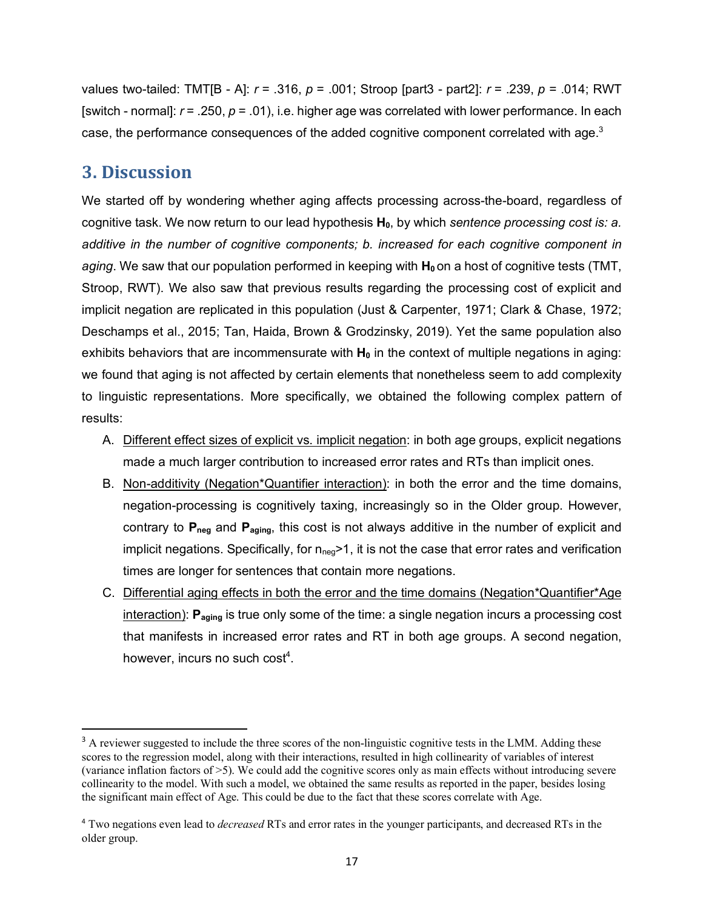values two-tailed: TMT[B - A]: $r = .316$, $p = .001$; Stroop [part3 - part2]: $r = .239$, $p = .014$; RWT [switch - normal]: $r = .250$, $p = .01$), i.e. higher age was correlated with lower performance. In each case, the performance consequences of the added cognitive component correlated with age.[3]

## 3. Discussion

We started off by wondering whether aging affects processing across-the-board, regardless of cognitive task. We now return to our lead hypothesis **H<sub>0</sub>**, by which *sentence processing cost is: a. additive in the number of cognitive components; b. increased for each cognitive component in aging*. We saw that our population performed in keeping with $\mathbf{H_0}$ on a host of cognitive tests (TMT, Stroop, RWT). We also saw that previous results regarding the processing cost of explicit and implicit negation are replicated in this population (Just & Carpenter, 1971; Clark & Chase, 1972; Deschamps et al., 2015; Tan, Haida, Brown & Grodzinsky, 2019). Yet the same population also exhibits behaviors that are incommensurate with $\mathbf{H_0}$ in the context of multiple negations in aging: we found that aging is not affected by certain elements that nonetheless seem to add complexity to linguistic representations. More specifically, we obtained the following complex pattern of results:

A. Different effect sizes of explicit vs. implicit negation: in both age groups, explicit negations made a much larger contribution to increased error rates and RTs than implicit ones.

B. Non-additivity (Negation*Quantifier interaction): in both the error and the time domains, negation-processing is cognitively taxing, increasingly so in the Older group. However, contrary to $\mathbf{P_{neg}}$ and $\mathbf{P_{aging}}$, this cost is not always additive in the number of explicit and implicit negations. Specifically, for $n_{neg}>1$, it is not the case that error rates and verification times are longer for sentences that contain more negations.

C. Differential aging effects in both the error and the time domains (Negation*Quantifier*Age interaction): $\mathbf{P_{aging}}$ is true only some of the time: a single negation incurs a processing cost that manifests in increased error rates and RT in both age groups. A second negation, however, incurs no such cost[4].

---

[3] A reviewer suggested to include the three scores of the non-linguistic cognitive tests in the LMM. Adding these scores to the regression model, along with their interactions, resulted in high collinearity of variables of interest (variance inflation factors of >5). We could add the cognitive scores only as main effects without introducing severe collinearity to the model. With such a model, we obtained the same results as reported in the paper, besides losing the significant main effect of Age. This could be due to the fact that these scores correlate with Age.

[4] Two negations even lead to *decreased* RTs and error rates in the younger participants, and decreased RTs in the older group.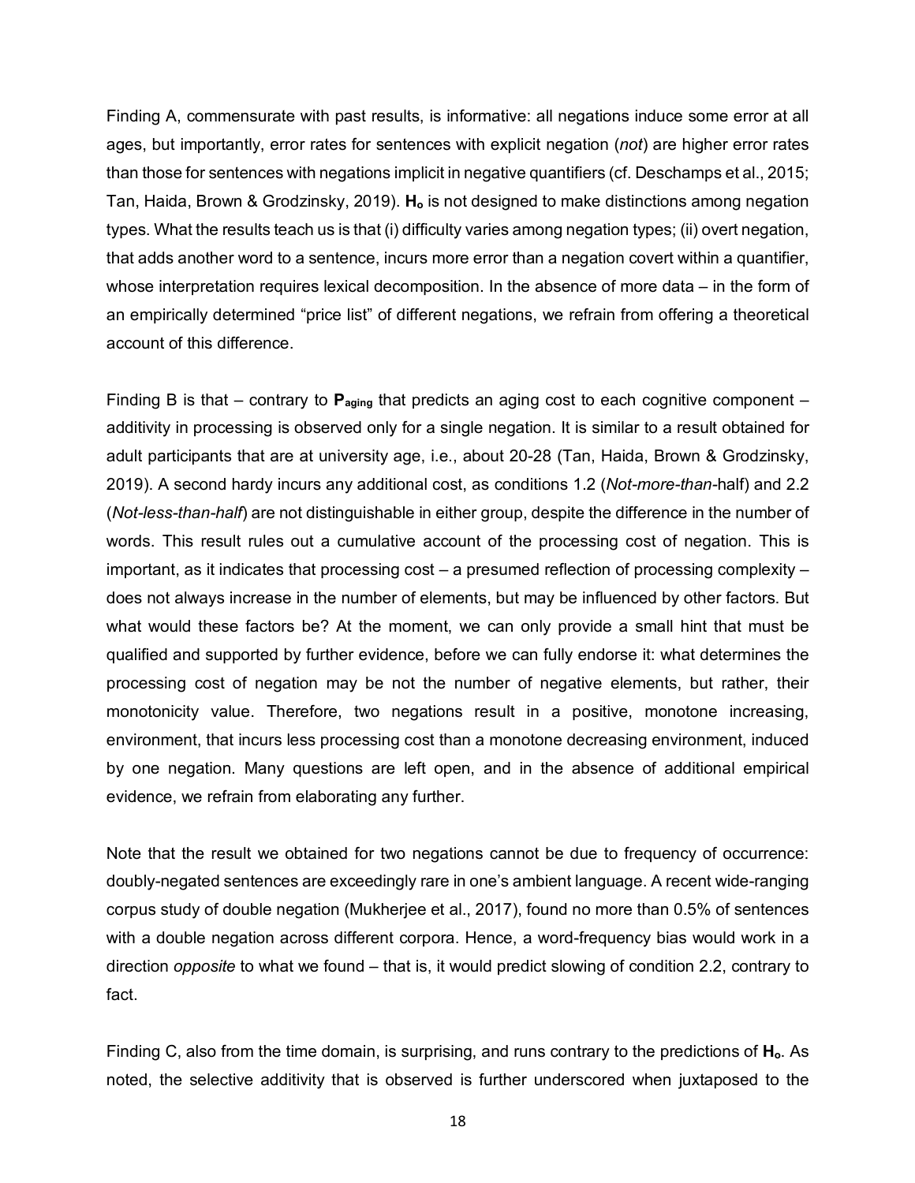Finding A, commensurate with past results, is informative: all negations induce some error at all ages, but importantly, error rates for sentences with explicit negation (*not*) are higher error rates than those for sentences with negations implicit in negative quantifiers (cf. Deschamps et al., 2015; Tan, Haida, Brown & Grodzinsky, 2019). **H$_o$** is not designed to make distinctions among negation types. What the results teach us is that (i) difficulty varies among negation types; (ii) overt negation, that adds another word to a sentence, incurs more error than a negation covert within a quantifier, whose interpretation requires lexical decomposition. In the absence of more data – in the form of an empirically determined "price list" of different negations, we refrain from offering a theoretical account of this difference.

Finding B is that – contrary to **P$_{aging}$** that predicts an aging cost to each cognitive component – additivity in processing is observed only for a single negation. It is similar to a result obtained for adult participants that are at university age, i.e., about 20-28 (Tan, Haida, Brown & Grodzinsky, 2019). A second hardy incurs any additional cost, as conditions 1.2 (*Not-more-than*-half) and 2.2 (*Not-less-than-half*) are not distinguishable in either group, despite the difference in the number of words. This result rules out a cumulative account of the processing cost of negation. This is important, as it indicates that processing cost – a presumed reflection of processing complexity – does not always increase in the number of elements, but may be influenced by other factors. But what would these factors be? At the moment, we can only provide a small hint that must be qualified and supported by further evidence, before we can fully endorse it: what determines the processing cost of negation may be not the number of negative elements, but rather, their monotonicity value. Therefore, two negations result in a positive, monotone increasing, environment, that incurs less processing cost than a monotone decreasing environment, induced by one negation. Many questions are left open, and in the absence of additional empirical evidence, we refrain from elaborating any further.

Note that the result we obtained for two negations cannot be due to frequency of occurrence: doubly-negated sentences are exceedingly rare in one's ambient language. A recent wide-ranging corpus study of double negation (Mukherjee et al., 2017), found no more than 0.5% of sentences with a double negation across different corpora. Hence, a word-frequency bias would work in a direction *opposite* to what we found – that is, it would predict slowing of condition 2.2, contrary to fact.

Finding C, also from the time domain, is surprising, and runs contrary to the predictions of **H$_o$**. As noted, the selective additivity that is observed is further underscored when juxtaposed to the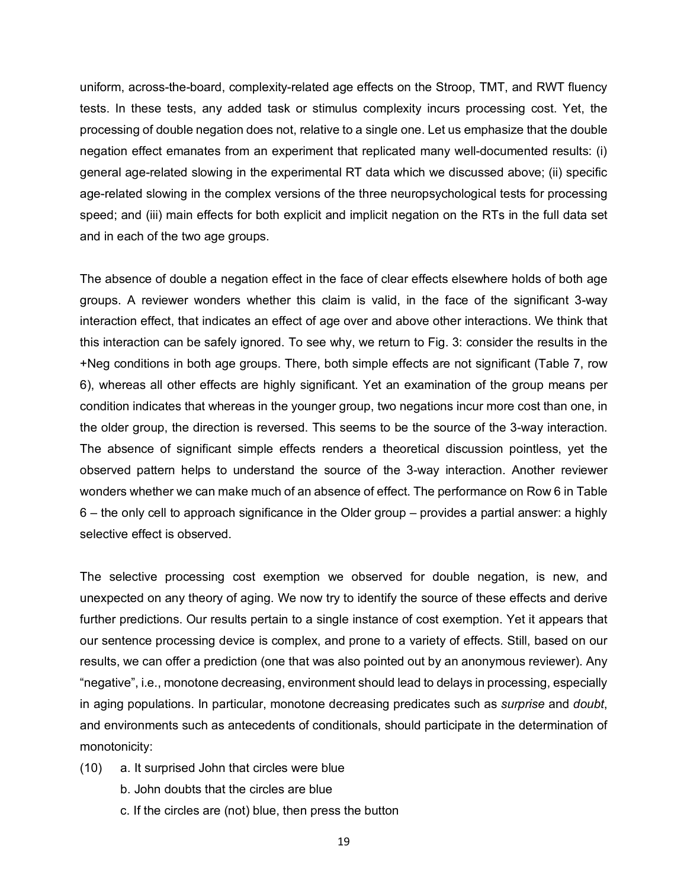uniform, across-the-board, complexity-related age effects on the Stroop, TMT, and RWT fluency tests. In these tests, any added task or stimulus complexity incurs processing cost. Yet, the processing of double negation does not, relative to a single one. Let us emphasize that the double negation effect emanates from an experiment that replicated many well-documented results: (i) general age-related slowing in the experimental RT data which we discussed above; (ii) specific age-related slowing in the complex versions of the three neuropsychological tests for processing speed; and (iii) main effects for both explicit and implicit negation on the RTs in the full data set and in each of the two age groups.

The absence of double a negation effect in the face of clear effects elsewhere holds of both age groups. A reviewer wonders whether this claim is valid, in the face of the significant 3-way interaction effect, that indicates an effect of age over and above other interactions. We think that this interaction can be safely ignored. To see why, we return to Fig. 3: consider the results in the +Neg conditions in both age groups. There, both simple effects are not significant (Table 7, row 6), whereas all other effects are highly significant. Yet an examination of the group means per condition indicates that whereas in the younger group, two negations incur more cost than one, in the older group, the direction is reversed. This seems to be the source of the 3-way interaction. The absence of significant simple effects renders a theoretical discussion pointless, yet the observed pattern helps to understand the source of the 3-way interaction. Another reviewer wonders whether we can make much of an absence of effect. The performance on Row 6 in Table 6 – the only cell to approach significance in the Older group – provides a partial answer: a highly selective effect is observed.

The selective processing cost exemption we observed for double negation, is new, and unexpected on any theory of aging. We now try to identify the source of these effects and derive further predictions. Our results pertain to a single instance of cost exemption. Yet it appears that our sentence processing device is complex, and prone to a variety of effects. Still, based on our results, we can offer a prediction (one that was also pointed out by an anonymous reviewer). Any "negative", i.e., monotone decreasing, environment should lead to delays in processing, especially in aging populations. In particular, monotone decreasing predicates such as *surprise* and *doubt*, and environments such as antecedents of conditionals, should participate in the determination of monotonicity:

(10) a. It surprised John that circles were blue

b. John doubts that the circles are blue

c. If the circles are (not) blue, then press the button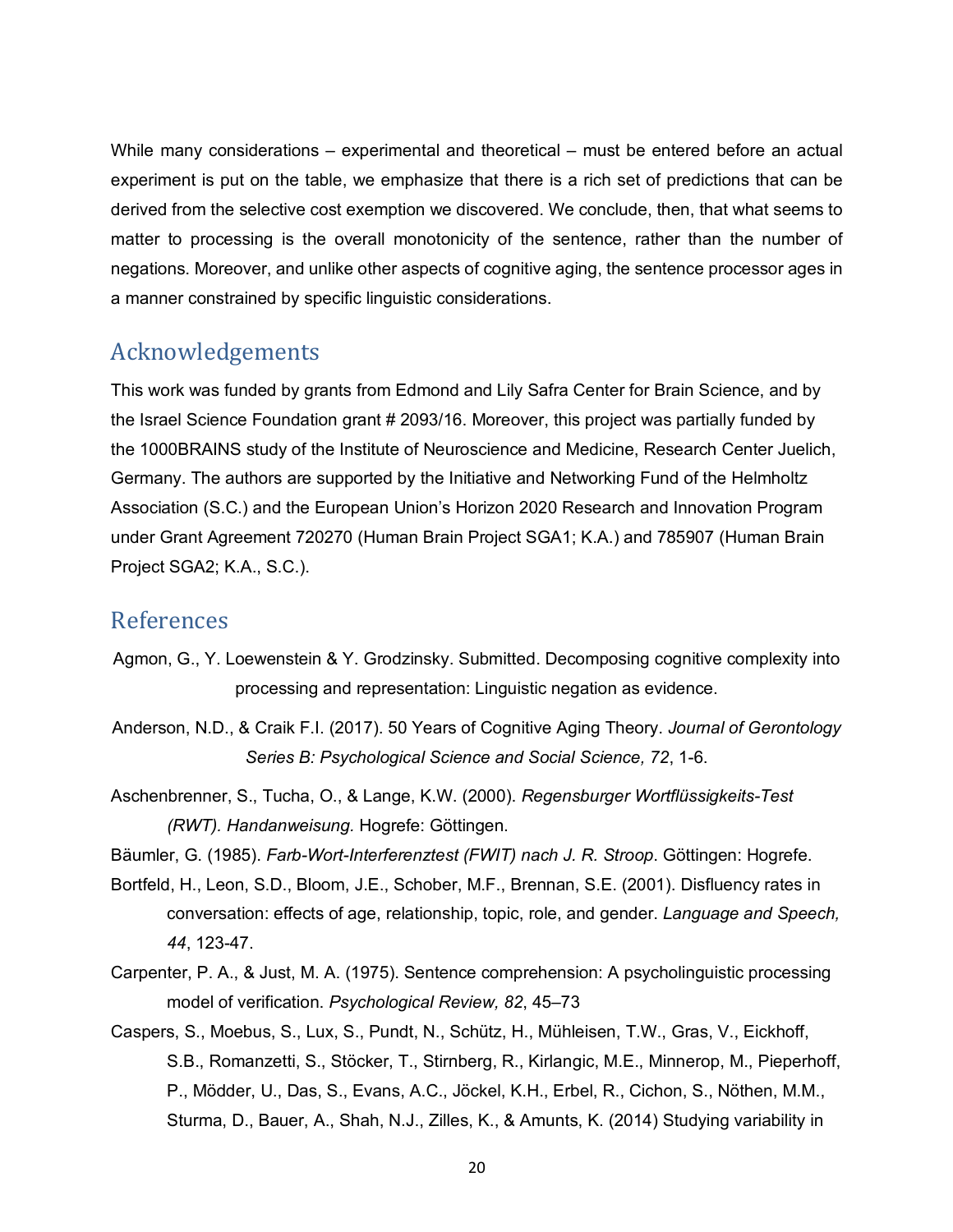While many considerations – experimental and theoretical – must be entered before an actual experiment is put on the table, we emphasize that there is a rich set of predictions that can be derived from the selective cost exemption we discovered. We conclude, then, that what seems to matter to processing is the overall monotonicity of the sentence, rather than the number of negations. Moreover, and unlike other aspects of cognitive aging, the sentence processor ages in a manner constrained by specific linguistic considerations.

## Acknowledgements

This work was funded by grants from Edmond and Lily Safra Center for Brain Science, and by the Israel Science Foundation grant # 2093/16. Moreover, this project was partially funded by the 1000BRAINS study of the Institute of Neuroscience and Medicine, Research Center Juelich, Germany. The authors are supported by the Initiative and Networking Fund of the Helmholtz Association (S.C.) and the European Union's Horizon 2020 Research and Innovation Program under Grant Agreement 720270 (Human Brain Project SGA1; K.A.) and 785907 (Human Brain Project SGA2; K.A., S.C.).

## References

Agmon, G., Y. Loewenstein & Y. Grodzinsky. Submitted. Decomposing cognitive complexity into processing and representation: Linguistic negation as evidence.

Anderson, N.D., & Craik F.I. (2017). 50 Years of Cognitive Aging Theory. *Journal of Gerontology Series B: Psychological Science and Social Science, 72*, 1-6.

Aschenbrenner, S., Tucha, O., & Lange, K.W. (2000). *Regensburger Wortflüssigkeits-Test (RWT). Handanweisung.* Hogrefe: Göttingen.

Bäumler, G. (1985). *Farb-Wort-Interferenztest (FWIT) nach J. R. Stroop*. Göttingen: Hogrefe.

Bortfeld, H., Leon, S.D., Bloom, J.E., Schober, M.F., Brennan, S.E. (2001). Disfluency rates in conversation: effects of age, relationship, topic, role, and gender. *Language and Speech, 44*, 123-47.

Carpenter, P. A., & Just, M. A. (1975). Sentence comprehension: A psycholinguistic processing model of verification. *Psychological Review, 82*, 45–73

Caspers, S., Moebus, S., Lux, S., Pundt, N., Schütz, H., Mühleisen, T.W., Gras, V., Eickhoff, S.B., Romanzetti, S., Stöcker, T., Stirnberg, R., Kirlangic, M.E., Minnerop, M., Pieperhoff, P., Mödder, U., Das, S., Evans, A.C., Jöckel, K.H., Erbel, R., Cichon, S., Nöthen, M.M., Sturma, D., Bauer, A., Shah, N.J., Zilles, K., & Amunts, K. (2014) Studying variability in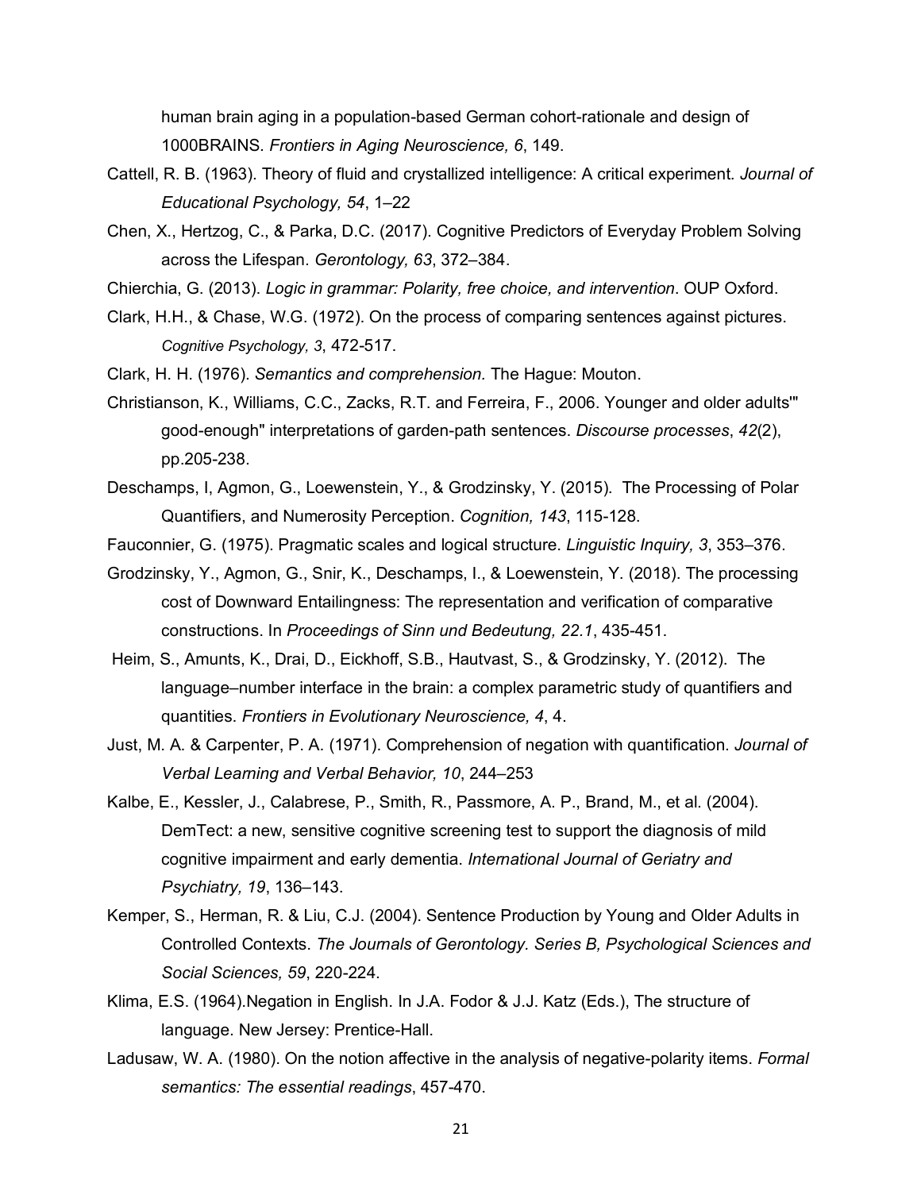human brain aging in a population-based German cohort-rationale and design of 1000BRAINS. *Frontiers in Aging Neuroscience, 6*, 149.

Cattell, R. B. (1963). Theory of fluid and crystallized intelligence: A critical experiment. *Journal of Educational Psychology, 54*, 1–22

Chen, X., Hertzog, C., & Parka, D.C. (2017). Cognitive Predictors of Everyday Problem Solving across the Lifespan. *Gerontology, 63*, 372–384.

Chierchia, G. (2013). *Logic in grammar: Polarity, free choice, and intervention*. OUP Oxford.

Clark, H.H., & Chase, W.G. (1972). On the process of comparing sentences against pictures. *Cognitive Psychology, 3*, 472-517.

Clark, H. H. (1976). *Semantics and comprehension.* The Hague: Mouton.

Christianson, K., Williams, C.C., Zacks, R.T. and Ferreira, F., 2006. Younger and older adults'" good-enough" interpretations of garden-path sentences. *Discourse processes*, *42*(2), pp.205-238.

Deschamps, I, Agmon, G., Loewenstein, Y., & Grodzinsky, Y. (2015). The Processing of Polar Quantifiers, and Numerosity Perception. *Cognition, 143*, 115-128.

Fauconnier, G. (1975). Pragmatic scales and logical structure. *Linguistic Inquiry, 3*, 353–376.

Grodzinsky, Y., Agmon, G., Snir, K., Deschamps, I., & Loewenstein, Y. (2018). The processing cost of Downward Entailingness: The representation and verification of comparative constructions. In *Proceedings of Sinn und Bedeutung, 22.1*, 435-451.

Heim, S., Amunts, K., Drai, D., Eickhoff, S.B., Hautvast, S., & Grodzinsky, Y. (2012). The language–number interface in the brain: a complex parametric study of quantifiers and quantities. *Frontiers in Evolutionary Neuroscience, 4*, 4.

Just, M. A. & Carpenter, P. A. (1971). Comprehension of negation with quantification. *Journal of Verbal Learning and Verbal Behavior, 10*, 244–253

Kalbe, E., Kessler, J., Calabrese, P., Smith, R., Passmore, A. P., Brand, M., et al. (2004). DemTect: a new, sensitive cognitive screening test to support the diagnosis of mild cognitive impairment and early dementia. *International Journal of Geriatry and Psychiatry, 19*, 136–143.

Kemper, S., Herman, R. & Liu, C.J. (2004). Sentence Production by Young and Older Adults in Controlled Contexts. *The Journals of Gerontology. Series B, Psychological Sciences and Social Sciences, 59*, 220-224.

Klima, E.S. (1964).Negation in English. In J.A. Fodor & J.J. Katz (Eds.), The structure of language. New Jersey: Prentice-Hall.

Ladusaw, W. A. (1980). On the notion affective in the analysis of negative-polarity items. *Formal semantics: The essential readings*, 457-470.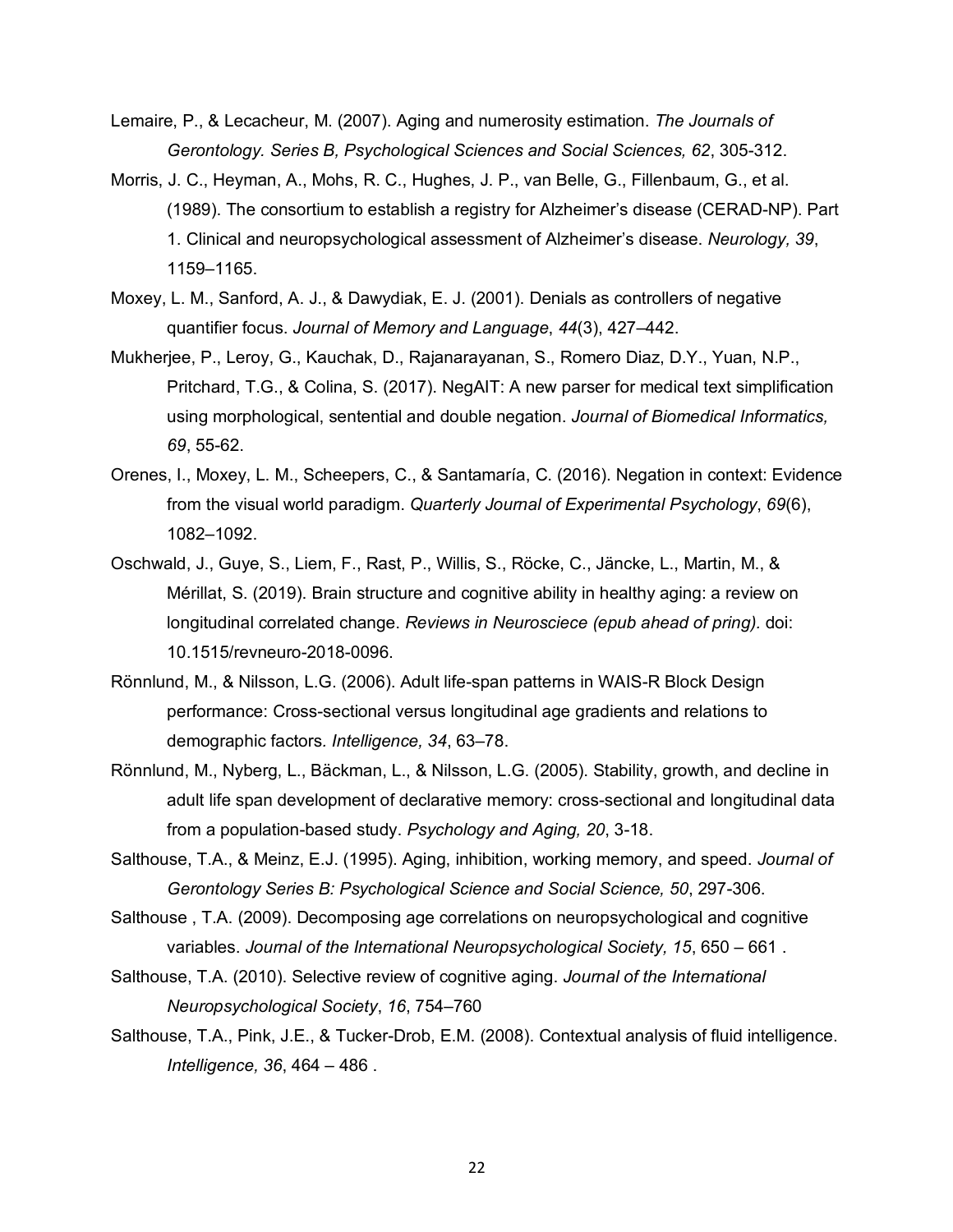Lemaire, P., & Lecacheur, M. (2007). Aging and numerosity estimation. *The Journals of Gerontology. Series B, Psychological Sciences and Social Sciences, 62*, 305-312.

Morris, J. C., Heyman, A., Mohs, R. C., Hughes, J. P., van Belle, G., Fillenbaum, G., et al. (1989). The consortium to establish a registry for Alzheimer's disease (CERAD-NP). Part 1. Clinical and neuropsychological assessment of Alzheimer's disease. *Neurology, 39*, 1159–1165.

Moxey, L. M., Sanford, A. J., & Dawydiak, E. J. (2001). Denials as controllers of negative quantifier focus. *Journal of Memory and Language*, *44*(3), 427–442.

Mukherjee, P., Leroy, G., Kauchak, D., Rajanarayanan, S., Romero Diaz, D.Y., Yuan, N.P., Pritchard, T.G., & Colina, S. (2017). NegAIT: A new parser for medical text simplification using morphological, sentential and double negation. *Journal of Biomedical Informatics, 69*, 55-62.

Orenes, I., Moxey, L. M., Scheepers, C., & Santamaría, C. (2016). Negation in context: Evidence from the visual world paradigm. *Quarterly Journal of Experimental Psychology*, *69*(6), 1082–1092.

Oschwald, J., Guye, S., Liem, F., Rast, P., Willis, S., Röcke, C., Jäncke, L., Martin, M., & Mérillat, S. (2019). Brain structure and cognitive ability in healthy aging: a review on longitudinal correlated change. *Reviews in Neurosciece (epub ahead of pring).* doi: 10.1515/revneuro-2018-0096.

Rönnlund, M., & Nilsson, L.G. (2006). Adult life-span patterns in WAIS-R Block Design performance: Cross-sectional versus longitudinal age gradients and relations to demographic factors. *Intelligence, 34*, 63–78.

Rönnlund, M., Nyberg, L., Bäckman, L., & Nilsson, L.G. (2005). Stability, growth, and decline in adult life span development of declarative memory: cross-sectional and longitudinal data from a population-based study. *Psychology and Aging, 20*, 3-18.

Salthouse, T.A., & Meinz, E.J. (1995). Aging, inhibition, working memory, and speed. *Journal of Gerontology Series B: Psychological Science and Social Science, 50*, 297-306.

Salthouse , T.A. (2009). Decomposing age correlations on neuropsychological and cognitive variables. *Journal of the International Neuropsychological Society, 15*, 650 – 661 .

Salthouse, T.A. (2010). Selective review of cognitive aging. *Journal of the International Neuropsychological Society*, *16*, 754–760

Salthouse, T.A., Pink, J.E., & Tucker-Drob, E.M. (2008). Contextual analysis of fluid intelligence. *Intelligence, 36*, 464 – 486 .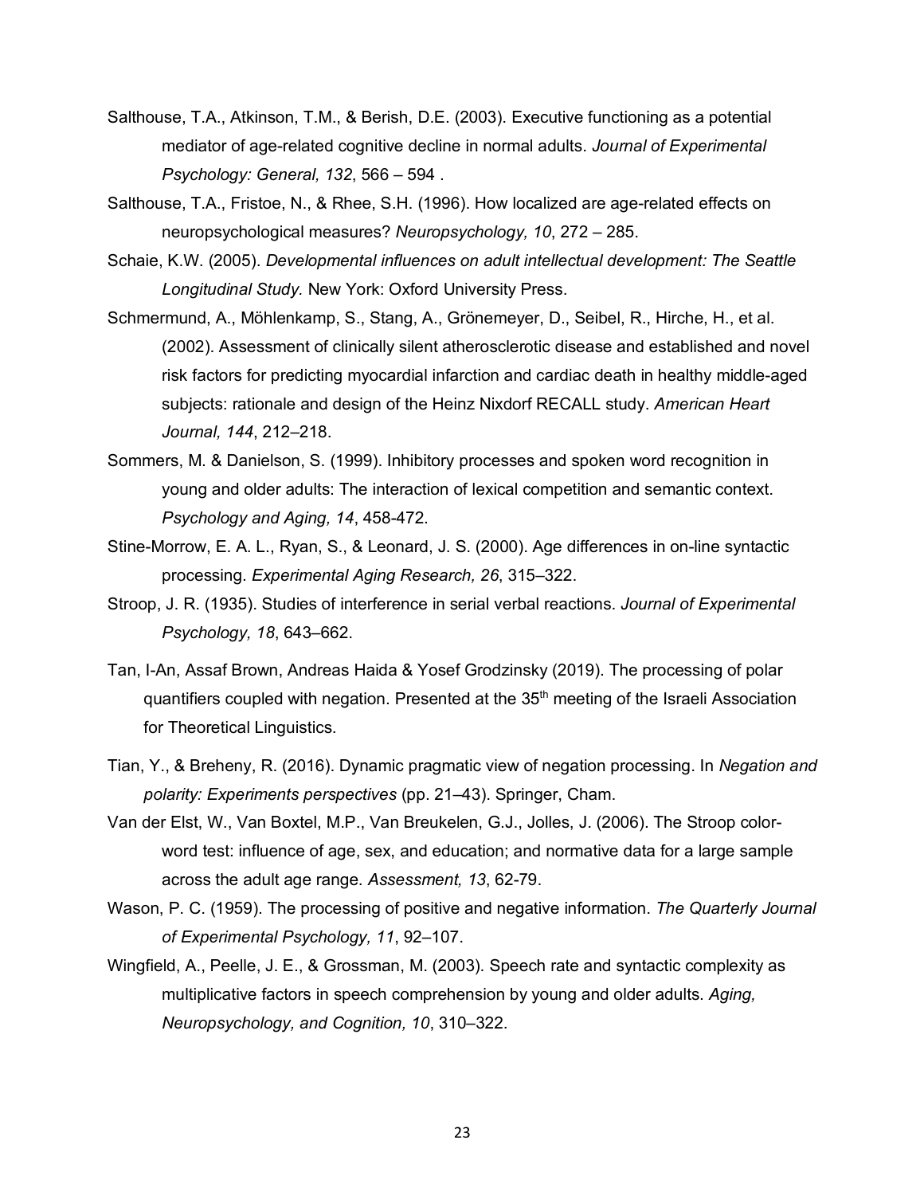Salthouse, T.A., Atkinson, T.M., & Berish, D.E. (2003). Executive functioning as a potential mediator of age-related cognitive decline in normal adults. *Journal of Experimental Psychology: General, 132*, 566 – 594 .

Salthouse, T.A., Fristoe, N., & Rhee, S.H. (1996). How localized are age-related effects on neuropsychological measures? *Neuropsychology, 10*, 272 – 285.

Schaie, K.W. (2005). *Developmental influences on adult intellectual development: The Seattle Longitudinal Study.* New York: Oxford University Press.

Schmermund, A., Möhlenkamp, S., Stang, A., Grönemeyer, D., Seibel, R., Hirche, H., et al. (2002). Assessment of clinically silent atherosclerotic disease and established and novel risk factors for predicting myocardial infarction and cardiac death in healthy middle-aged subjects: rationale and design of the Heinz Nixdorf RECALL study. *American Heart Journal, 144*, 212–218.

Sommers, M. & Danielson, S. (1999). Inhibitory processes and spoken word recognition in young and older adults: The interaction of lexical competition and semantic context. *Psychology and Aging, 14*, 458-472.

Stine-Morrow, E. A. L., Ryan, S., & Leonard, J. S. (2000). Age differences in on-line syntactic processing. *Experimental Aging Research, 26*, 315–322.

Stroop, J. R. (1935). Studies of interference in serial verbal reactions. *Journal of Experimental Psychology, 18*, 643–662.

Tan, I-An, Assaf Brown, Andreas Haida & Yosef Grodzinsky (2019). The processing of polar quantifiers coupled with negation. Presented at the 35th meeting of the Israeli Association for Theoretical Linguistics.

Tian, Y., & Breheny, R. (2016). Dynamic pragmatic view of negation processing. In *Negation and polarity: Experiments perspectives* (pp. 21–43). Springer, Cham.

Van der Elst, W., Van Boxtel, M.P., Van Breukelen, G.J., Jolles, J. (2006). The Stroop color-word test: influence of age, sex, and education; and normative data for a large sample across the adult age range. *Assessment, 13*, 62-79.

Wason, P. C. (1959). The processing of positive and negative information. *The Quarterly Journal of Experimental Psychology, 11*, 92–107.

Wingfield, A., Peelle, J. E., & Grossman, M. (2003). Speech rate and syntactic complexity as multiplicative factors in speech comprehension by young and older adults. *Aging, Neuropsychology, and Cognition, 10*, 310–322.